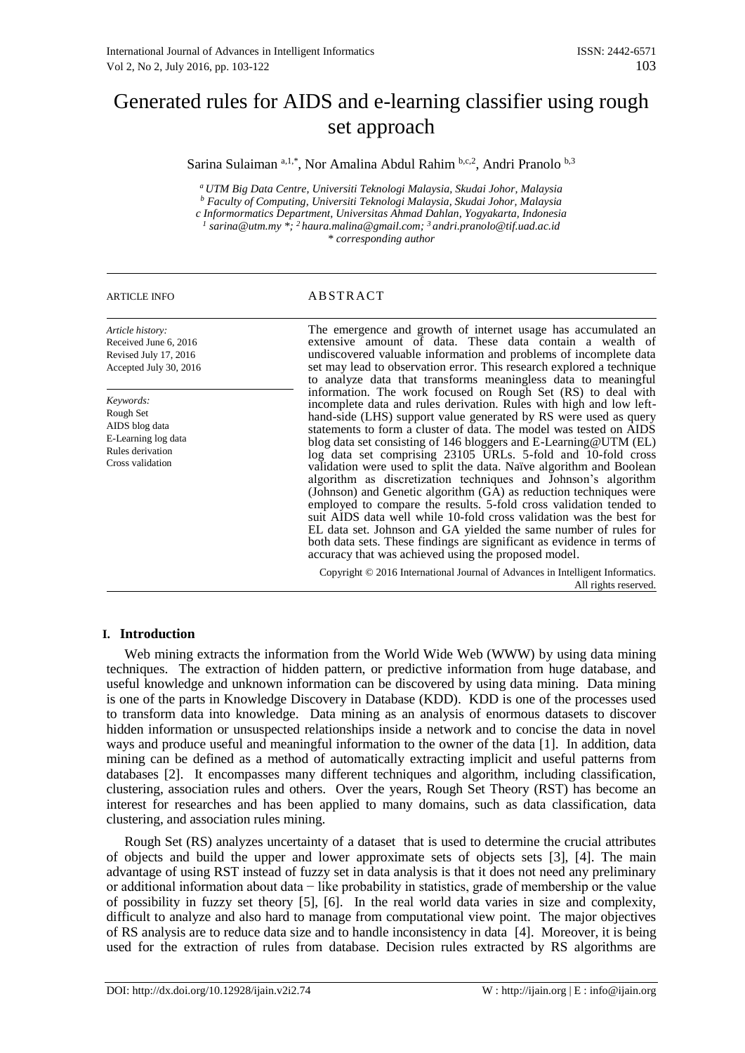# Generated rules for AIDS and e-learning classifier using rough set approach

Sarina Sulaiman [a,1,*], Nor Amalina Abdul Rahim [b,c,2], Andri Pranolo [b,3]

[a] *UTM Big Data Centre, Universiti Teknologi Malaysia, Skudai Johor, Malaysia*
[b] *Faculty of Computing, Universiti Teknologi Malaysia, Skudai Johor, Malaysia*
[c] *Informormatics Department, Universitas Ahmad Dahlan, Yogyakarta, Indonesia*
[1] *sarina@utm.my \*;* [2] *haura.malina@gmail.com;* [3] *andri.pranolo@tif.uad.ac.id*
*\* corresponding author*

ARTICLE INFO

*Article history:*
Received June 6, 2016
Revised July 17, 2016
Accepted July 30, 2016

*Keywords:*
Rough Set
AIDS blog data
E-Learning log data
Rules derivation
Cross validation

ABSTRACT

The emergence and growth of internet usage has accumulated an extensive amount of data. These data contain a wealth of undiscovered valuable information and problems of incomplete data set may lead to observation error. This research explored a technique to analyze data that transforms meaningless data to meaningful information. The work focused on Rough Set (RS) to deal with incomplete data and rules derivation. Rules with high and low left-hand-side (LHS) support value generated by RS were used as query statements to form a cluster of data. The model was tested on AIDS blog data set consisting of 146 bloggers and E-Learning@UTM (EL) log data set comprising 23105 URLs. 5-fold and 10-fold cross validation were used to split the data. Naïve algorithm and Boolean algorithm as discretization techniques and Johnson's algorithm (Johnson) and Genetic algorithm (GA) as reduction techniques were employed to compare the results. 5-fold cross validation tended to suit AIDS data well while 10-fold cross validation was the best for EL data set. Johnson and GA yielded the same number of rules for both data sets. These findings are significant as evidence in terms of accuracy that was achieved using the proposed model.

Copyright © 2016 International Journal of Advances in Intelligent Informatics. All rights reserved.

## I. Introduction

Web mining extracts the information from the World Wide Web (WWW) by using data mining techniques. The extraction of hidden pattern, or predictive information from huge database, and useful knowledge and unknown information can be discovered by using data mining. Data mining is one of the parts in Knowledge Discovery in Database (KDD). KDD is one of the processes used to transform data into knowledge. Data mining as an analysis of enormous datasets to discover hidden information or unsuspected relationships inside a network and to concise the data in novel ways and produce useful and meaningful information to the owner of the data [1]. In addition, data mining can be defined as a method of automatically extracting implicit and useful patterns from databases [2]. It encompasses many different techniques and algorithm, including classification, clustering, association rules and others. Over the years, Rough Set Theory (RST) has become an interest for researches and has been applied to many domains, such as data classification, data clustering, and association rules mining.

Rough Set (RS) analyzes uncertainty of a dataset that is used to determine the crucial attributes of objects and build the upper and lower approximate sets of objects sets [3], [4]. The main advantage of using RST instead of fuzzy set in data analysis is that it does not need any preliminary or additional information about data − like probability in statistics, grade of membership or the value of possibility in fuzzy set theory [5], [6]. In the real world data varies in size and complexity, difficult to analyze and also hard to manage from computational view point. The major objectives of RS analysis are to reduce data size and to handle inconsistency in data [4]. Moreover, it is being used for the extraction of rules from database. Decision rules extracted by RS algorithms are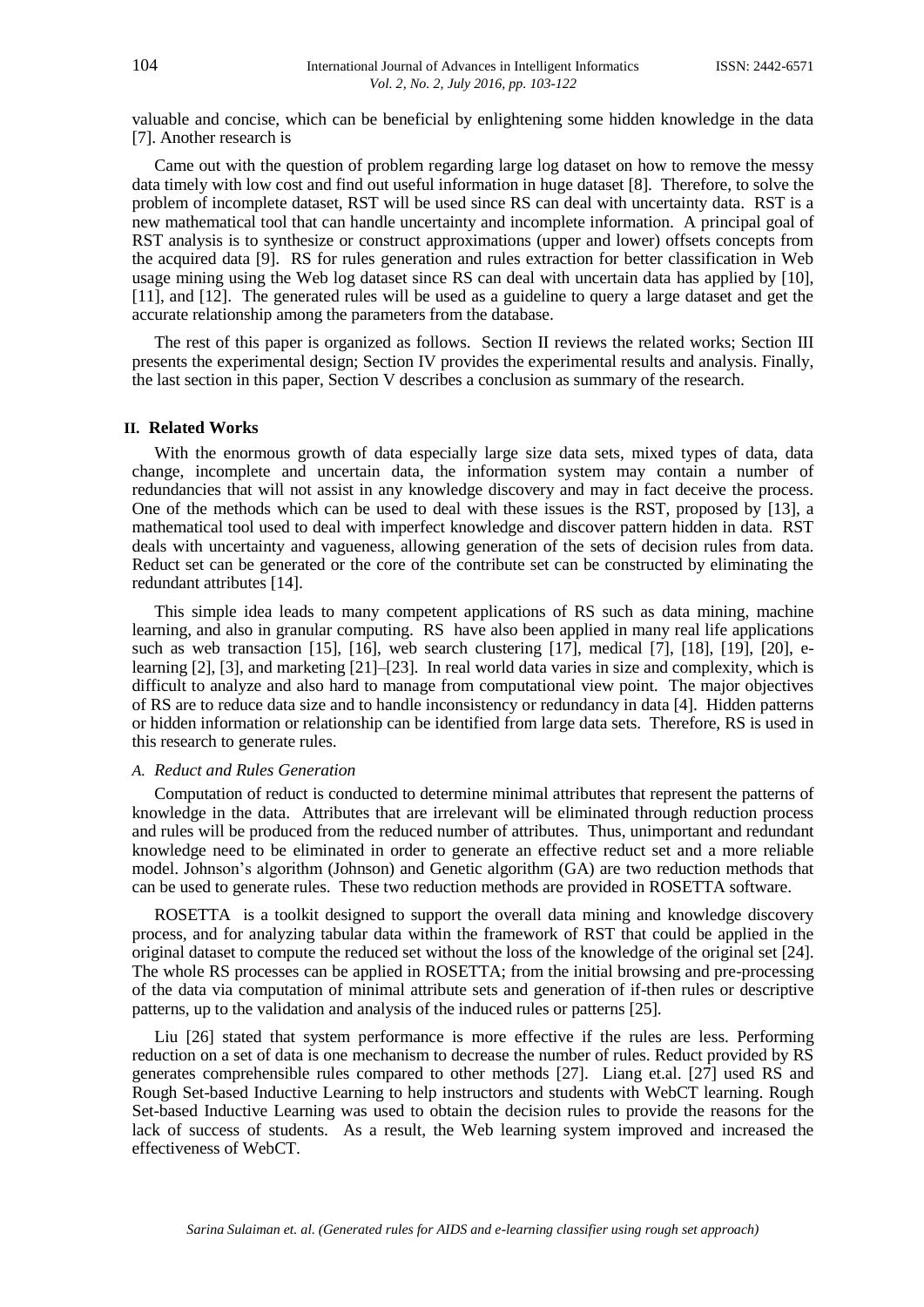valuable and concise, which can be beneficial by enlightening some hidden knowledge in the data [7]. Another research is

Came out with the question of problem regarding large log dataset on how to remove the messy data timely with low cost and find out useful information in huge dataset [8]. Therefore, to solve the problem of incomplete dataset, RST will be used since RS can deal with uncertainty data. RST is a new mathematical tool that can handle uncertainty and incomplete information. A principal goal of RST analysis is to synthesize or construct approximations (upper and lower) offsets concepts from the acquired data [9]. RS for rules generation and rules extraction for better classification in Web usage mining using the Web log dataset since RS can deal with uncertain data has applied by [10], [11], and [12]. The generated rules will be used as a guideline to query a large dataset and get the accurate relationship among the parameters from the database.

The rest of this paper is organized as follows. Section II reviews the related works; Section III presents the experimental design; Section IV provides the experimental results and analysis. Finally, the last section in this paper, Section V describes a conclusion as summary of the research.

## II. Related Works

With the enormous growth of data especially large size data sets, mixed types of data, data change, incomplete and uncertain data, the information system may contain a number of redundancies that will not assist in any knowledge discovery and may in fact deceive the process. One of the methods which can be used to deal with these issues is the RST, proposed by [13], a mathematical tool used to deal with imperfect knowledge and discover pattern hidden in data. RST deals with uncertainty and vagueness, allowing generation of the sets of decision rules from data. Reduct set can be generated or the core of the contribute set can be constructed by eliminating the redundant attributes [14].

This simple idea leads to many competent applications of RS such as data mining, machine learning, and also in granular computing. RS have also been applied in many real life applications such as web transaction [15], [16], web search clustering [17], medical [7], [18], [19], [20], e-learning [2], [3], and marketing [21]–[23]. In real world data varies in size and complexity, which is difficult to analyze and also hard to manage from computational view point. The major objectives of RS are to reduce data size and to handle inconsistency or redundancy in data [4]. Hidden patterns or hidden information or relationship can be identified from large data sets. Therefore, RS is used in this research to generate rules.

### A. Reduct and Rules Generation

Computation of reduct is conducted to determine minimal attributes that represent the patterns of knowledge in the data. Attributes that are irrelevant will be eliminated through reduction process and rules will be produced from the reduced number of attributes. Thus, unimportant and redundant knowledge need to be eliminated in order to generate an effective reduct set and a more reliable model. Johnson's algorithm (Johnson) and Genetic algorithm (GA) are two reduction methods that can be used to generate rules. These two reduction methods are provided in ROSETTA software.

ROSETTA is a toolkit designed to support the overall data mining and knowledge discovery process, and for analyzing tabular data within the framework of RST that could be applied in the original dataset to compute the reduced set without the loss of the knowledge of the original set [24]. The whole RS processes can be applied in ROSETTA; from the initial browsing and pre-processing of the data via computation of minimal attribute sets and generation of if-then rules or descriptive patterns, up to the validation and analysis of the induced rules or patterns [25].

Liu [26] stated that system performance is more effective if the rules are less. Performing reduction on a set of data is one mechanism to decrease the number of rules. Reduct provided by RS generates comprehensible rules compared to other methods [27]. Liang et.al. [27] used RS and Rough Set-based Inductive Learning to help instructors and students with WebCT learning. Rough Set-based Inductive Learning was used to obtain the decision rules to provide the reasons for the lack of success of students. As a result, the Web learning system improved and increased the effectiveness of WebCT.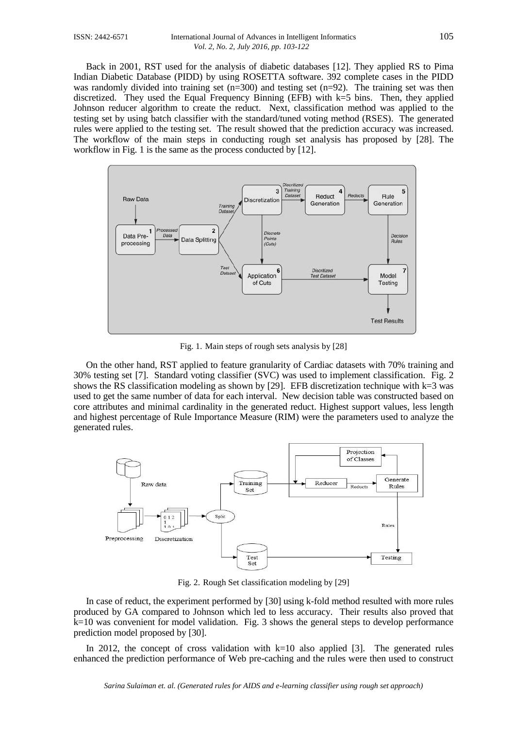Back in 2001, RST used for the analysis of diabetic databases [12]. They applied RS to Pima Indian Diabetic Database (PIDD) by using ROSETTA software. 392 complete cases in the PIDD was randomly divided into training set (n=300) and testing set (n=92). The training set was then discretized. They used the Equal Frequency Binning (EFB) with k=5 bins. Then, they applied Johnson reducer algorithm to create the reduct. Next, classification method was applied to the testing set by using batch classifier with the standard/tuned voting method (RSES). The generated rules were applied to the testing set. The result showed that the prediction accuracy was increased. The workflow of the main steps in conducting rough set analysis has proposed by [28]. The workflow in Fig. 1 is the same as the process conducted by [12].

Fig. 1. Main steps of rough sets analysis by [28]

On the other hand, RST applied to feature granularity of Cardiac datasets with 70% training and 30% testing set [7]. Standard voting classifier (SVC) was used to implement classification. Fig. 2 shows the RS classification modeling as shown by [29]. EFB discretization technique with k=3 was used to get the same number of data for each interval. New decision table was constructed based on core attributes and minimal cardinality in the generated reduct. Highest support values, less length and highest percentage of Rule Importance Measure (RIM) were the parameters used to analyze the generated rules.

Fig. 2. Rough Set classification modeling by [29]

In case of reduct, the experiment performed by [30] using k-fold method resulted with more rules produced by GA compared to Johnson which led to less accuracy. Their results also proved that k=10 was convenient for model validation. Fig. 3 shows the general steps to develop performance prediction model proposed by [30].

In 2012, the concept of cross validation with k=10 also applied [3]. The generated rules enhanced the prediction performance of Web pre-caching and the rules were then used to construct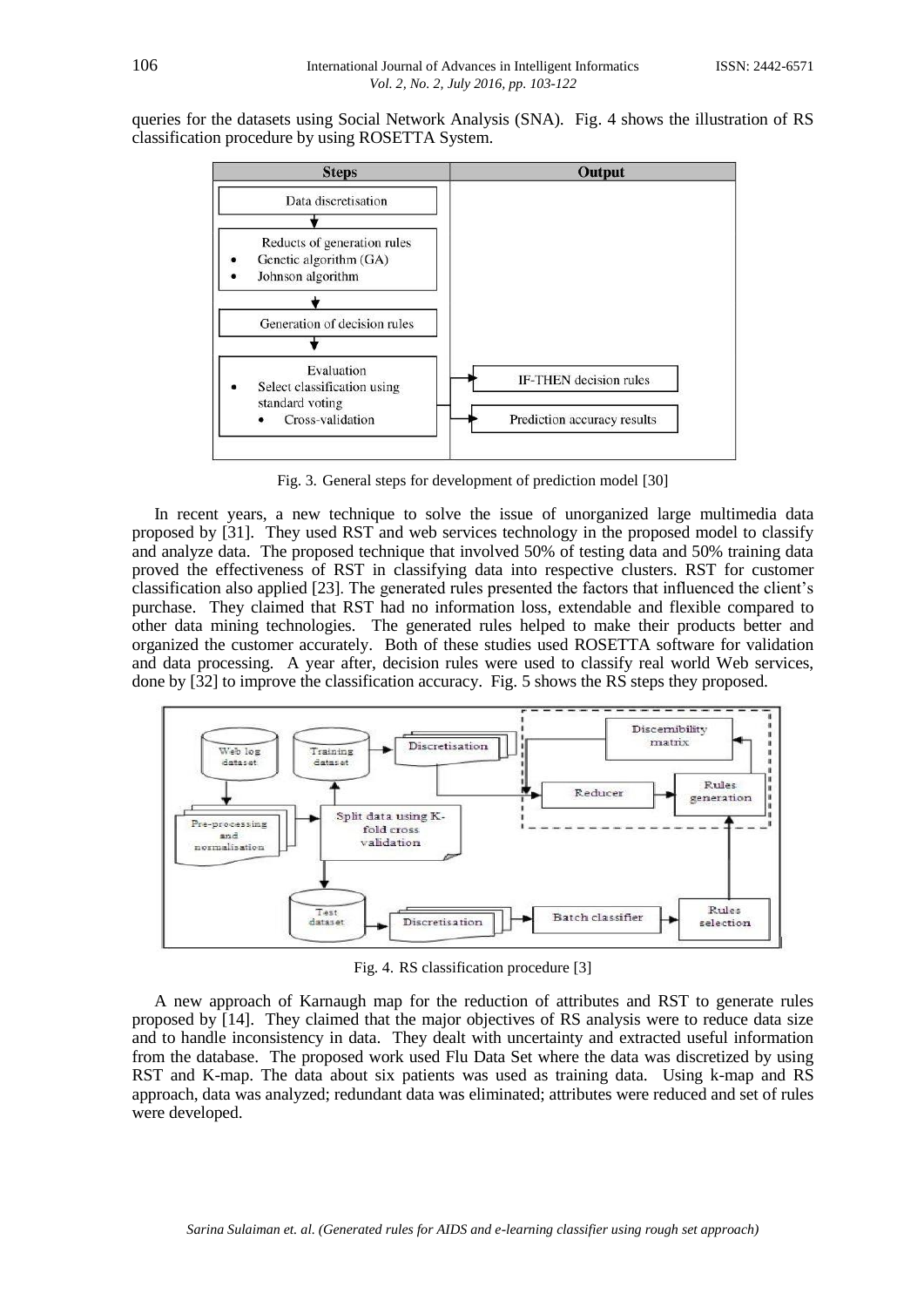queries for the datasets using Social Network Analysis (SNA). Fig. 4 shows the illustration of RS classification procedure by using ROSETTA System.

| Steps | Output |
| --- | --- |
| Data discretisation | |
| Reducts of generation rules<br>• Genetic algorithm (GA)<br>• Johnson algorithm | |
| Generation of decision rules | |
| Evaluation<br>• Select classification using standard voting<br>• Cross-validation | IF-THEN decision rules<br>Prediction accuracy results |

Fig. 3. General steps for development of prediction model [30]

In recent years, a new technique to solve the issue of unorganized large multimedia data proposed by [31]. They used RST and web services technology in the proposed model to classify and analyze data. The proposed technique that involved 50% of testing data and 50% training data proved the effectiveness of RST in classifying data into respective clusters. RST for customer classification also applied [23]. The generated rules presented the factors that influenced the client's purchase. They claimed that RST had no information loss, extendable and flexible compared to other data mining technologies. The generated rules helped to make their products better and organized the customer accurately. Both of these studies used ROSETTA software for validation and data processing. A year after, decision rules were used to classify real world Web services, done by [32] to improve the classification accuracy. Fig. 5 shows the RS steps they proposed.

Web log dataset → Pre-processing and normalisation → Split data using K-fold cross validation → Training dataset → Discretisation → Reducer → Rules generation; Discernibility matrix; Test dataset → Discretisation → Batch classifier → Rules selection

Fig. 4. RS classification procedure [3]

A new approach of Karnaugh map for the reduction of attributes and RST to generate rules proposed by [14]. They claimed that the major objectives of RS analysis were to reduce data size and to handle inconsistency in data. They dealt with uncertainty and extracted useful information from the database. The proposed work used Flu Data Set where the data was discretized by using RST and K-map. The data about six patients was used as training data. Using k-map and RS approach, data was analyzed; redundant data was eliminated; attributes were reduced and set of rules were developed.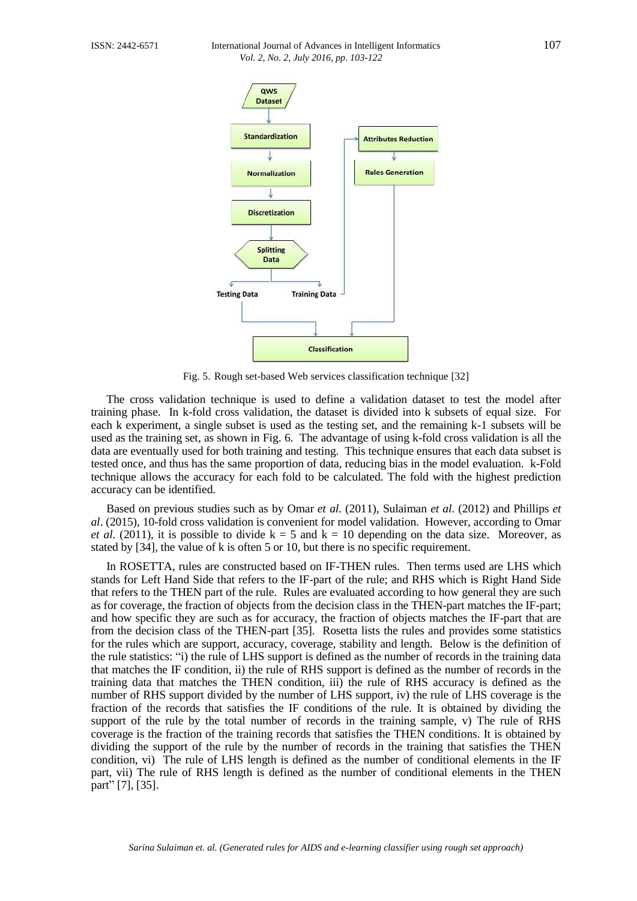Fig. 5. Rough set-based Web services classification technique [32]

The cross validation technique is used to define a validation dataset to test the model after training phase. In k-fold cross validation, the dataset is divided into k subsets of equal size. For each k experiment, a single subset is used as the testing set, and the remaining k-1 subsets will be used as the training set, as shown in Fig. 6. The advantage of using k-fold cross validation is all the data are eventually used for both training and testing. This technique ensures that each data subset is tested once, and thus has the same proportion of data, reducing bias in the model evaluation. k-Fold technique allows the accuracy for each fold to be calculated. The fold with the highest prediction accuracy can be identified.

Based on previous studies such as by Omar *et al.* (2011), Sulaiman *et al.* (2012) and Phillips *et al*. (2015), 10-fold cross validation is convenient for model validation. However, according to Omar *et al.* (2011), it is possible to divide k = 5 and k = 10 depending on the data size. Moreover, as stated by [34], the value of k is often 5 or 10, but there is no specific requirement.

In ROSETTA, rules are constructed based on IF-THEN rules. Then terms used are LHS which stands for Left Hand Side that refers to the IF-part of the rule; and RHS which is Right Hand Side that refers to the THEN part of the rule. Rules are evaluated according to how general they are such as for coverage, the fraction of objects from the decision class in the THEN-part matches the IF-part; and how specific they are such as for accuracy, the fraction of objects matches the IF-part that are from the decision class of the THEN-part [35]. Rosetta lists the rules and provides some statistics for the rules which are support, accuracy, coverage, stability and length. Below is the definition of the rule statistics: "i) the rule of LHS support is defined as the number of records in the training data that matches the IF condition, ii) the rule of RHS support is defined as the number of records in the training data that matches the THEN condition, iii) the rule of RHS accuracy is defined as the number of RHS support divided by the number of LHS support, iv) the rule of LHS coverage is the fraction of the records that satisfies the IF conditions of the rule. It is obtained by dividing the support of the rule by the total number of records in the training sample, v) The rule of RHS coverage is the fraction of the training records that satisfies the THEN conditions. It is obtained by dividing the support of the rule by the number of records in the training that satisfies the THEN condition, vi) The rule of LHS length is defined as the number of conditional elements in the IF part, vii) The rule of RHS length is defined as the number of conditional elements in the THEN part" [7], [35].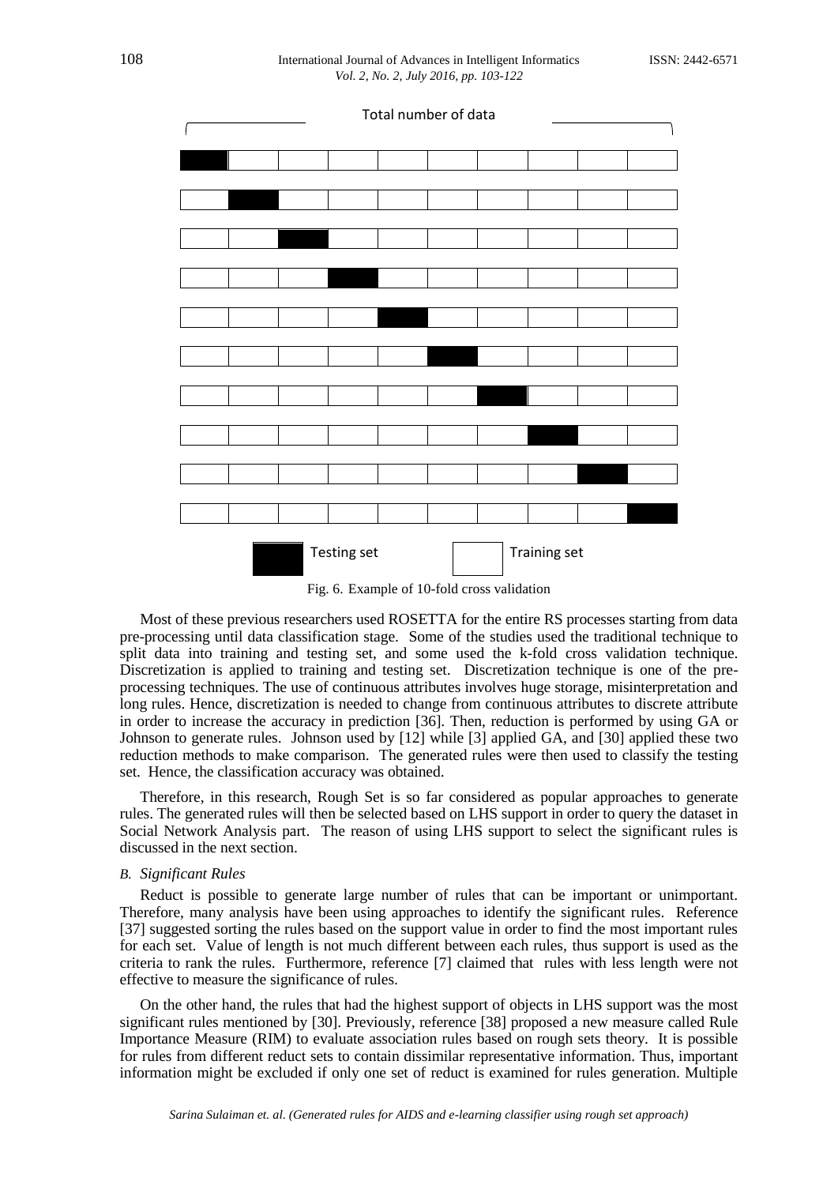Total number of data

Testing set | Training set

Fig. 6. Example of 10-fold cross validation

Most of these previous researchers used ROSETTA for the entire RS processes starting from data pre-processing until data classification stage. Some of the studies used the traditional technique to split data into training and testing set, and some used the k-fold cross validation technique. Discretization is applied to training and testing set. Discretization technique is one of the pre-processing techniques. The use of continuous attributes involves huge storage, misinterpretation and long rules. Hence, discretization is needed to change from continuous attributes to discrete attribute in order to increase the accuracy in prediction [36]. Then, reduction is performed by using GA or Johnson to generate rules. Johnson used by [12] while [3] applied GA, and [30] applied these two reduction methods to make comparison. The generated rules were then used to classify the testing set. Hence, the classification accuracy was obtained.

Therefore, in this research, Rough Set is so far considered as popular approaches to generate rules. The generated rules will then be selected based on LHS support in order to query the dataset in Social Network Analysis part. The reason of using LHS support to select the significant rules is discussed in the next section.

### *B. Significant Rules*

Reduct is possible to generate large number of rules that can be important or unimportant. Therefore, many analysis have been using approaches to identify the significant rules. Reference [37] suggested sorting the rules based on the support value in order to find the most important rules for each set. Value of length is not much different between each rules, thus support is used as the criteria to rank the rules. Furthermore, reference [7] claimed that rules with less length were not effective to measure the significance of rules.

On the other hand, the rules that had the highest support of objects in LHS support was the most significant rules mentioned by [30]. Previously, reference [38] proposed a new measure called Rule Importance Measure (RIM) to evaluate association rules based on rough sets theory. It is possible for rules from different reduct sets to contain dissimilar representative information. Thus, important information might be excluded if only one set of reduct is examined for rules generation. Multiple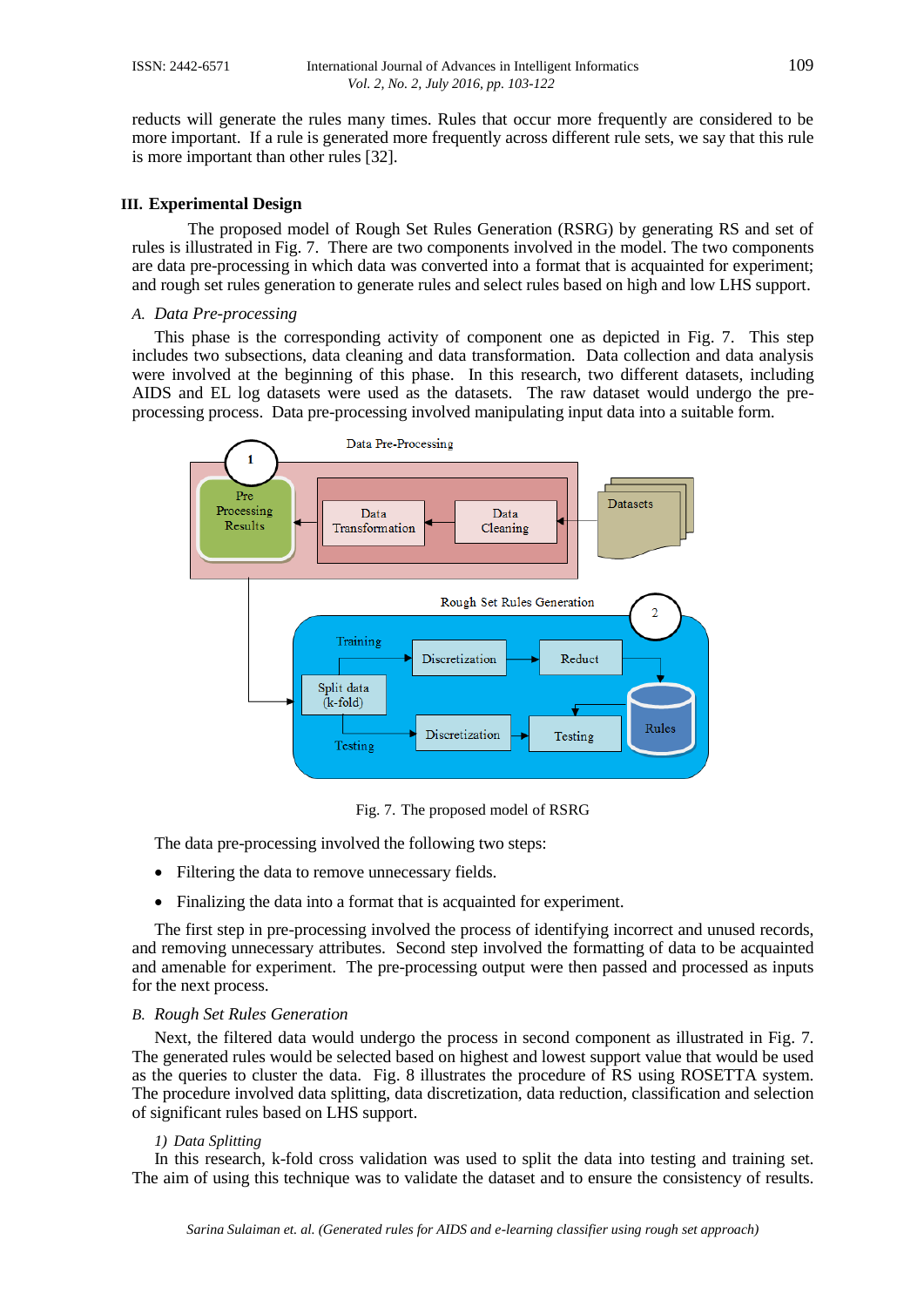reducts will generate the rules many times. Rules that occur more frequently are considered to be more important. If a rule is generated more frequently across different rule sets, we say that this rule is more important than other rules [32].

## III. Experimental Design

The proposed model of Rough Set Rules Generation (RSRG) by generating RS and set of rules is illustrated in Fig. 7. There are two components involved in the model. The two components are data pre-processing in which data was converted into a format that is acquainted for experiment; and rough set rules generation to generate rules and select rules based on high and low LHS support.

### *A. Data Pre-processing*

This phase is the corresponding activity of component one as depicted in Fig. 7. This step includes two subsections, data cleaning and data transformation. Data collection and data analysis were involved at the beginning of this phase. In this research, two different datasets, including AIDS and EL log datasets were used as the datasets. The raw dataset would undergo the pre-processing process. Data pre-processing involved manipulating input data into a suitable form.

Fig. 7. The proposed model of RSRG

The data pre-processing involved the following two steps:

- Filtering the data to remove unnecessary fields.
- Finalizing the data into a format that is acquainted for experiment.

The first step in pre-processing involved the process of identifying incorrect and unused records, and removing unnecessary attributes. Second step involved the formatting of data to be acquainted and amenable for experiment. The pre-processing output were then passed and processed as inputs for the next process.

### *B. Rough Set Rules Generation*

Next, the filtered data would undergo the process in second component as illustrated in Fig. 7. The generated rules would be selected based on highest and lowest support value that would be used as the queries to cluster the data. Fig. 8 illustrates the procedure of RS using ROSETTA system. The procedure involved data splitting, data discretization, data reduction, classification and selection of significant rules based on LHS support.

#### *1) Data Splitting*

In this research, k-fold cross validation was used to split the data into testing and training set. The aim of using this technique was to validate the dataset and to ensure the consistency of results.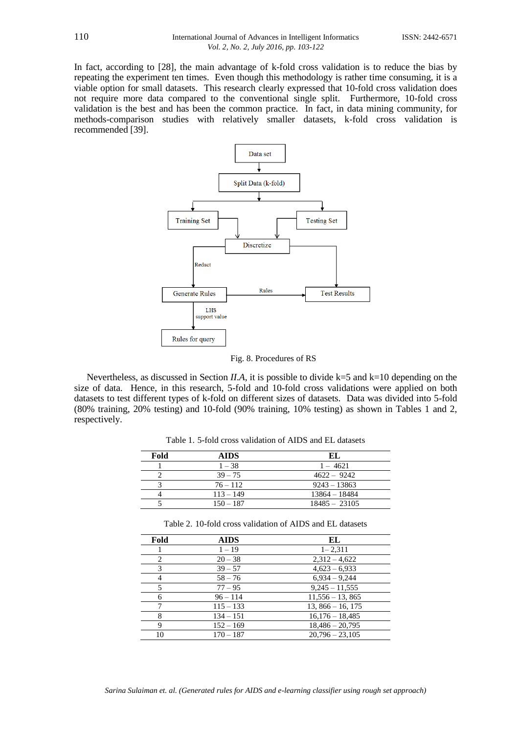In fact, according to [28], the main advantage of k-fold cross validation is to reduce the bias by repeating the experiment ten times. Even though this methodology is rather time consuming, it is a viable option for small datasets. This research clearly expressed that 10-fold cross validation does not require more data compared to the conventional single split. Furthermore, 10-fold cross validation is the best and has been the common practice. In fact, in data mining community, for methods-comparison studies with relatively smaller datasets, k-fold cross validation is recommended [39].

Fig. 8. Procedures of RS

Nevertheless, as discussed in Section *II.A*, it is possible to divide k=5 and k=10 depending on the size of data. Hence, in this research, 5-fold and 10-fold cross validations were applied on both datasets to test different types of k-fold on different sizes of datasets. Data was divided into 5-fold (80% training, 20% testing) and 10-fold (90% training, 10% testing) as shown in Tables 1 and 2, respectively.

Table 1. 5-fold cross validation of AIDS and EL datasets

| Fold | AIDS | EL |
|---|---|---|
| 1 | 1 – 38 | 1 – 4621 |
| 2 | 39 – 75 | 4622 – 9242 |
| 3 | 76 – 112 | 9243 – 13863 |
| 4 | 113 – 149 | 13864 – 18484 |
| 5 | 150 – 187 | 18485 – 23105 |

Table 2. 10-fold cross validation of AIDS and EL datasets

| Fold | AIDS | EL |
|---|---|---|
| 1 | 1 – 19 | 1 – 2,311 |
| 2 | 20 – 38 | 2,312 – 4,622 |
| 3 | 39 – 57 | 4,623 – 6,933 |
| 4 | 58 – 76 | 6,934 – 9,244 |
| 5 | 77 – 95 | 9,245 – 11,555 |
| 6 | 96 – 114 | 11,556 – 13, 865 |
| 7 | 115 – 133 | 13, 866 – 16, 175 |
| 8 | 134 – 151 | 16,176 – 18,485 |
| 9 | 152 – 169 | 18,486 – 20,795 |
| 10 | 170 – 187 | 20,796 – 23,105 |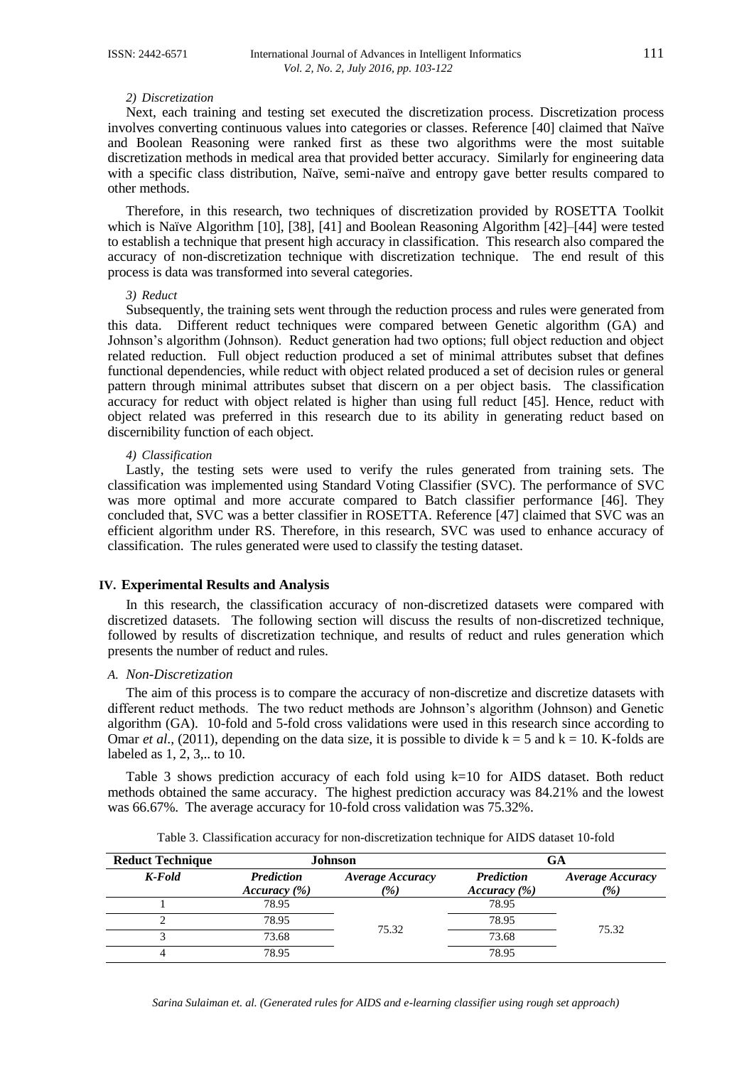#### 2) Discretization

Next, each training and testing set executed the discretization process. Discretization process involves converting continuous values into categories or classes. Reference [40] claimed that Naïve and Boolean Reasoning were ranked first as these two algorithms were the most suitable discretization methods in medical area that provided better accuracy. Similarly for engineering data with a specific class distribution, Naïve, semi-naïve and entropy gave better results compared to other methods.

Therefore, in this research, two techniques of discretization provided by ROSETTA Toolkit which is Naïve Algorithm [10], [38], [41] and Boolean Reasoning Algorithm [42]–[44] were tested to establish a technique that present high accuracy in classification. This research also compared the accuracy of non-discretization technique with discretization technique. The end result of this process is data was transformed into several categories.

#### 3) Reduct

Subsequently, the training sets went through the reduction process and rules were generated from this data. Different reduct techniques were compared between Genetic algorithm (GA) and Johnson's algorithm (Johnson). Reduct generation had two options; full object reduction and object related reduction. Full object reduction produced a set of minimal attributes subset that defines functional dependencies, while reduct with object related produced a set of decision rules or general pattern through minimal attributes subset that discern on a per object basis. The classification accuracy for reduct with object related is higher than using full reduct [45]. Hence, reduct with object related was preferred in this research due to its ability in generating reduct based on discernibility function of each object.

#### 4) Classification

Lastly, the testing sets were used to verify the rules generated from training sets. The classification was implemented using Standard Voting Classifier (SVC). The performance of SVC was more optimal and more accurate compared to Batch classifier performance [46]. They concluded that, SVC was a better classifier in ROSETTA. Reference [47] claimed that SVC was an efficient algorithm under RS. Therefore, in this research, SVC was used to enhance accuracy of classification. The rules generated were used to classify the testing dataset.

## IV. Experimental Results and Analysis

In this research, the classification accuracy of non-discretized datasets were compared with discretized datasets. The following section will discuss the results of non-discretized technique, followed by results of discretization technique, and results of reduct and rules generation which presents the number of reduct and rules.

### A. Non-Discretization

The aim of this process is to compare the accuracy of non-discretize and discretize datasets with different reduct methods. The two reduct methods are Johnson's algorithm (Johnson) and Genetic algorithm (GA). 10-fold and 5-fold cross validations were used in this research since according to Omar *et al*., (2011), depending on the data size, it is possible to divide $k = 5$ and $k = 10$. K-folds are labeled as 1, 2, 3,.. to 10.

Table 3 shows prediction accuracy of each fold using k=10 for AIDS dataset. Both reduct methods obtained the same accuracy. The highest prediction accuracy was 84.21% and the lowest was 66.67%. The average accuracy for 10-fold cross validation was 75.32%.

Table 3. Classification accuracy for non-discretization technique for AIDS dataset 10-fold

| **Reduct Technique** | **Johnson** | | **GA** | |
|---|---|---|---|---|
| ***K-Fold*** | ***Prediction Accuracy (%)*** | ***Average Accuracy (%)*** | ***Prediction Accuracy (%)*** | ***Average Accuracy (%)*** |
| 1 | 78.95 | 75.32 | 78.95 | 75.32 |
| 2 | 78.95 | | 78.95 | |
| 3 | 73.68 | | 73.68 | |
| 4 | 78.95 | | 78.95 | |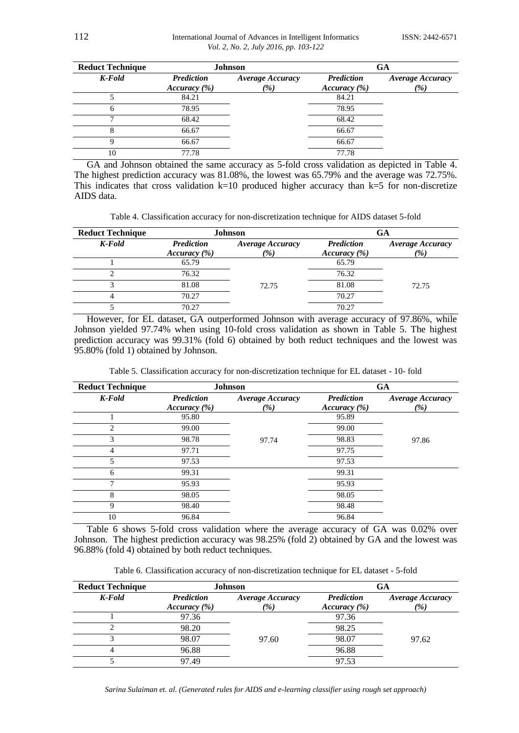| Reduct Technique | Johnson | | GA | |
|---|---|---|---|---|
| *K-Fold* | *Prediction Accuracy (%)* | *Average Accuracy (%)* | *Prediction Accuracy (%)* | *Average Accuracy (%)* |
| 5 | 84.21 | | 84.21 | |
| 6 | 78.95 | | 78.95 | |
| 7 | 68.42 | | 68.42 | |
| 8 | 66.67 | | 66.67 | |
| 9 | 66.67 | | 66.67 | |
| 10 | 77.78 | | 77.78 | |

GA and Johnson obtained the same accuracy as 5-fold cross validation as depicted in Table 4. The highest prediction accuracy was 81.08%, the lowest was 65.79% and the average was 72.75%. This indicates that cross validation k=10 produced higher accuracy than k=5 for non-discretize AIDS data.

Table 4. Classification accuracy for non-discretization technique for AIDS dataset 5-fold

| Reduct Technique | Johnson | | GA | |
|---|---|---|---|---|
| *K-Fold* | *Prediction Accuracy (%)* | *Average Accuracy (%)* | *Prediction Accuracy (%)* | *Average Accuracy (%)* |
| 1 | 65.79 | | 65.79 | |
| 2 | 76.32 | | 76.32 | |
| 3 | 81.08 | 72.75 | 81.08 | 72.75 |
| 4 | 70.27 | | 70.27 | |
| 5 | 70.27 | | 70.27 | |

However, for EL dataset, GA outperformed Johnson with average accuracy of 97.86%, while Johnson yielded 97.74% when using 10-fold cross validation as shown in Table 5. The highest prediction accuracy was 99.31% (fold 6) obtained by both reduct techniques and the lowest was 95.80% (fold 1) obtained by Johnson.

Table 5. Classification accuracy for non-discretization technique for EL dataset - 10- fold

| Reduct Technique | Johnson | | GA | |
|---|---|---|---|---|
| *K-Fold* | *Prediction Accuracy (%)* | *Average Accuracy (%)* | *Prediction Accuracy (%)* | *Average Accuracy (%)* |
| 1 | 95.80 | | 95.89 | |
| 2 | 99.00 | | 99.00 | |
| 3 | 98.78 | 97.74 | 98.83 | 97.86 |
| 4 | 97.71 | | 97.75 | |
| 5 | 97.53 | | 97.53 | |
| 6 | 99.31 | | 99.31 | |
| 7 | 95.93 | | 95.93 | |
| 8 | 98.05 | | 98.05 | |
| 9 | 98.40 | | 98.48 | |
| 10 | 96.84 | | 96.84 | |

Table 6 shows 5-fold cross validation where the average accuracy of GA was 0.02% over Johnson. The highest prediction accuracy was 98.25% (fold 2) obtained by GA and the lowest was 96.88% (fold 4) obtained by both reduct techniques.

Table 6. Classification accuracy of non-discretization technique for EL dataset - 5-fold

| Reduct Technique | Johnson | | GA | |
|---|---|---|---|---|
| *K-Fold* | *Prediction Accuracy (%)* | *Average Accuracy (%)* | *Prediction Accuracy (%)* | *Average Accuracy (%)* |
| 1 | 97.36 | | 97.36 | |
| 2 | 98.20 | | 98.25 | |
| 3 | 98.07 | 97.60 | 98.07 | 97.62 |
| 4 | 96.88 | | 96.88 | |
| 5 | 97.49 | | 97.53 | |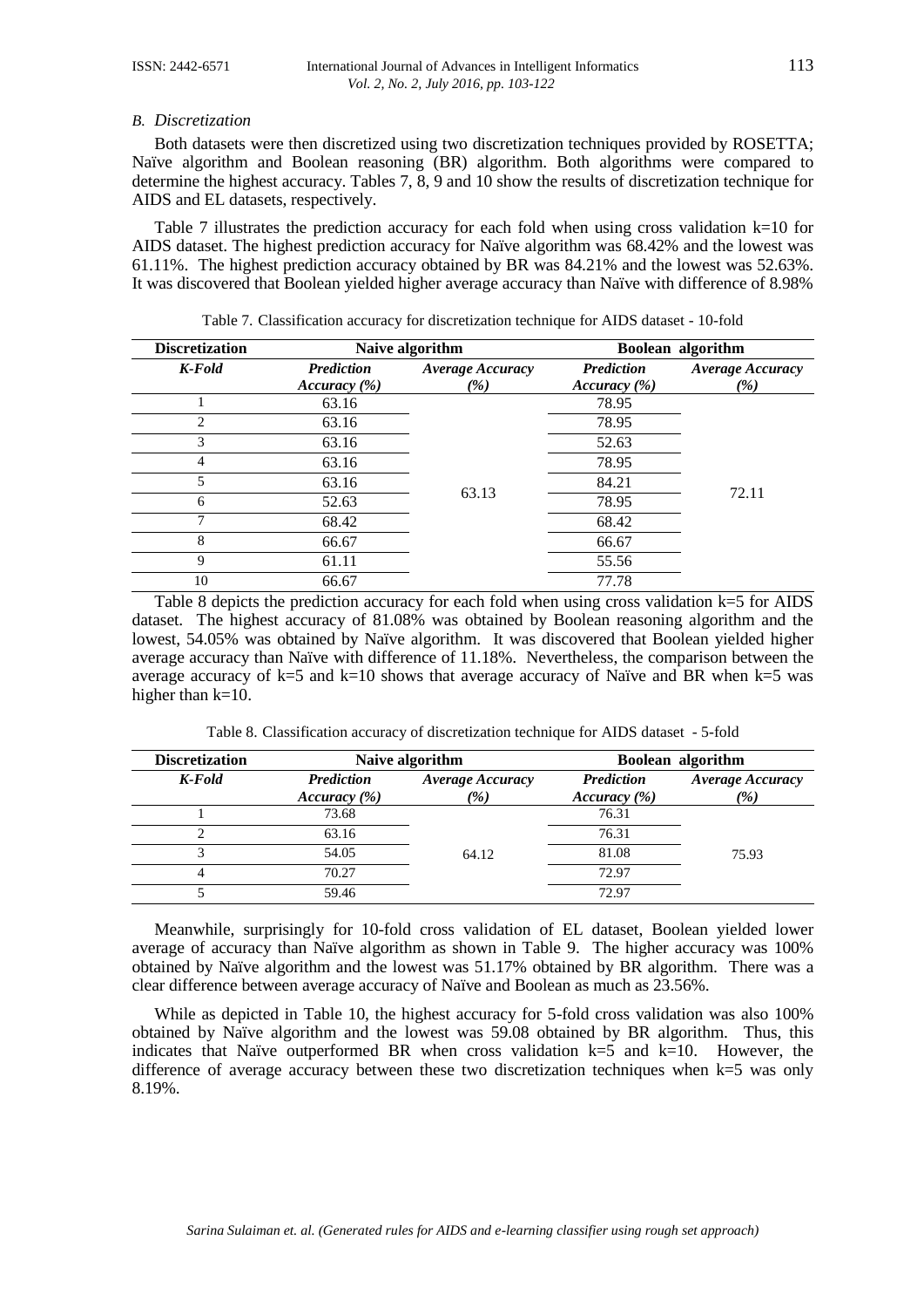### B. Discretization

Both datasets were then discretized using two discretization techniques provided by ROSETTA; Naïve algorithm and Boolean reasoning (BR) algorithm. Both algorithms were compared to determine the highest accuracy. Tables 7, 8, 9 and 10 show the results of discretization technique for AIDS and EL datasets, respectively.

Table 7 illustrates the prediction accuracy for each fold when using cross validation k=10 for AIDS dataset. The highest prediction accuracy for Naïve algorithm was 68.42% and the lowest was 61.11%. The highest prediction accuracy obtained by BR was 84.21% and the lowest was 52.63%. It was discovered that Boolean yielded higher average accuracy than Naïve with difference of 8.98%

Table 7. Classification accuracy for discretization technique for AIDS dataset - 10-fold

| **Discretization** | **Naive algorithm** | | **Boolean algorithm** | |
|---|---|---|---|---|
| ***K-Fold*** | ***Prediction Accuracy (%)*** | ***Average Accuracy (%)*** | ***Prediction Accuracy (%)*** | ***Average Accuracy (%)*** |
| 1 | 63.16 | 63.13 | 78.95 | 72.11 |
| 2 | 63.16 | | 78.95 | |
| 3 | 63.16 | | 52.63 | |
| 4 | 63.16 | | 78.95 | |
| 5 | 63.16 | | 84.21 | |
| 6 | 52.63 | | 78.95 | |
| 7 | 68.42 | | 68.42 | |
| 8 | 66.67 | | 66.67 | |
| 9 | 61.11 | | 55.56 | |
| 10 | 66.67 | | 77.78 | |

Table 8 depicts the prediction accuracy for each fold when using cross validation k=5 for AIDS dataset. The highest accuracy of 81.08% was obtained by Boolean reasoning algorithm and the lowest, 54.05% was obtained by Naïve algorithm. It was discovered that Boolean yielded higher average accuracy than Naïve with difference of 11.18%. Nevertheless, the comparison between the average accuracy of k=5 and k=10 shows that average accuracy of Naïve and BR when k=5 was higher than k=10.

Table 8. Classification accuracy of discretization technique for AIDS dataset - 5-fold

| **Discretization** | **Naive algorithm** | | **Boolean algorithm** | |
|---|---|---|---|---|
| ***K-Fold*** | ***Prediction Accuracy (%)*** | ***Average Accuracy (%)*** | ***Prediction Accuracy (%)*** | ***Average Accuracy (%)*** |
| 1 | 73.68 | 64.12 | 76.31 | 75.93 |
| 2 | 63.16 | | 76.31 | |
| 3 | 54.05 | | 81.08 | |
| 4 | 70.27 | | 72.97 | |
| 5 | 59.46 | | 72.97 | |

Meanwhile, surprisingly for 10-fold cross validation of EL dataset, Boolean yielded lower average of accuracy than Naïve algorithm as shown in Table 9. The higher accuracy was 100% obtained by Naïve algorithm and the lowest was 51.17% obtained by BR algorithm. There was a clear difference between average accuracy of Naïve and Boolean as much as 23.56%.

While as depicted in Table 10, the highest accuracy for 5-fold cross validation was also 100% obtained by Naïve algorithm and the lowest was 59.08 obtained by BR algorithm. Thus, this indicates that Naïve outperformed BR when cross validation k=5 and k=10. However, the difference of average accuracy between these two discretization techniques when k=5 was only 8.19%.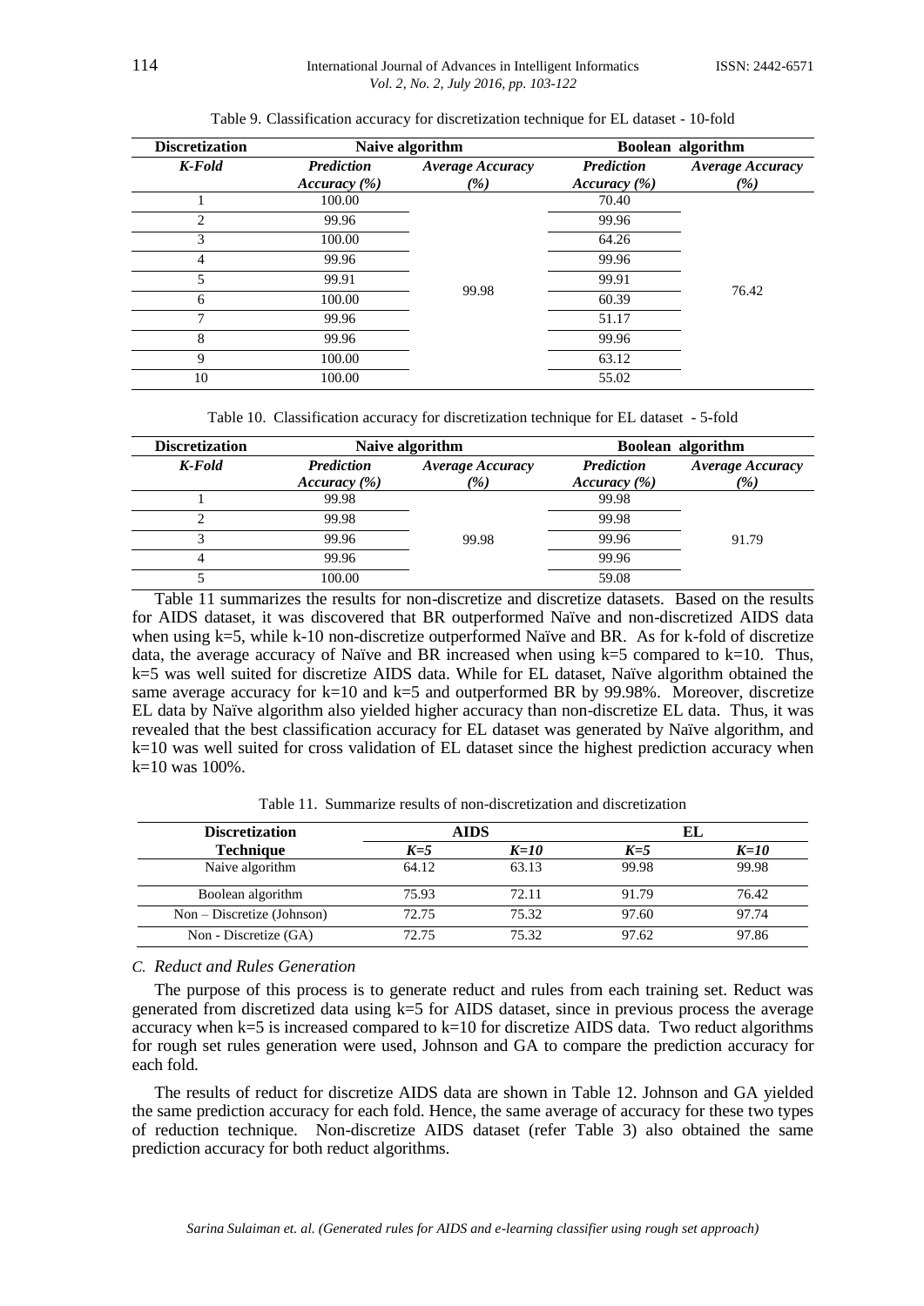Table 9. Classification accuracy for discretization technique for EL dataset - 10-fold

| Discretization | Naive algorithm | | Boolean algorithm | |
|---|---|---|---|---|
| *K-Fold* | *Prediction Accuracy (%)* | *Average Accuracy (%)* | *Prediction Accuracy (%)* | *Average Accuracy (%)* |
| 1 | 100.00 | 99.98 | 70.40 | 76.42 |
| 2 | 99.96 | | 99.96 | |
| 3 | 100.00 | | 64.26 | |
| 4 | 99.96 | | 99.96 | |
| 5 | 99.91 | | 99.91 | |
| 6 | 100.00 | | 60.39 | |
| 7 | 99.96 | | 51.17 | |
| 8 | 99.96 | | 99.96 | |
| 9 | 100.00 | | 63.12 | |
| 10 | 100.00 | | 55.02 | |

Table 10. Classification accuracy for discretization technique for EL dataset - 5-fold

| Discretization | Naive algorithm | | Boolean algorithm | |
|---|---|---|---|---|
| *K-Fold* | *Prediction Accuracy (%)* | *Average Accuracy (%)* | *Prediction Accuracy (%)* | *Average Accuracy (%)* |
| 1 | 99.98 | 99.98 | 99.98 | 91.79 |
| 2 | 99.98 | | 99.98 | |
| 3 | 99.96 | | 99.96 | |
| 4 | 99.96 | | 99.96 | |
| 5 | 100.00 | | 59.08 | |

Table 11 summarizes the results for non-discretize and discretize datasets. Based on the results for AIDS dataset, it was discovered that BR outperformed Naïve and non-discretized AIDS data when using k=5, while k-10 non-discretize outperformed Naïve and BR. As for k-fold of discretize data, the average accuracy of Naïve and BR increased when using k=5 compared to k=10. Thus, k=5 was well suited for discretize AIDS data. While for EL dataset, Naïve algorithm obtained the same average accuracy for k=10 and k=5 and outperformed BR by 99.98%. Moreover, discretize EL data by Naïve algorithm also yielded higher accuracy than non-discretize EL data. Thus, it was revealed that the best classification accuracy for EL dataset was generated by Naïve algorithm, and k=10 was well suited for cross validation of EL dataset since the highest prediction accuracy when k=10 was 100%.

Table 11. Summarize results of non-discretization and discretization

| Discretization Technique | AIDS | | EL | |
|---|---|---|---|---|
| | *K=5* | *K=10* | *K=5* | *K=10* |
| Naive algorithm | 64.12 | 63.13 | 99.98 | 99.98 |
| Boolean algorithm | 75.93 | 72.11 | 91.79 | 76.42 |
| Non – Discretize (Johnson) | 72.75 | 75.32 | 97.60 | 97.74 |
| Non - Discretize (GA) | 72.75 | 75.32 | 97.62 | 97.86 |

### *C. Reduct and Rules Generation*

The purpose of this process is to generate reduct and rules from each training set. Reduct was generated from discretized data using k=5 for AIDS dataset, since in previous process the average accuracy when k=5 is increased compared to k=10 for discretize AIDS data. Two reduct algorithms for rough set rules generation were used, Johnson and GA to compare the prediction accuracy for each fold.

The results of reduct for discretize AIDS data are shown in Table 12. Johnson and GA yielded the same prediction accuracy for each fold. Hence, the same average of accuracy for these two types of reduction technique. Non-discretize AIDS dataset (refer Table 3) also obtained the same prediction accuracy for both reduct algorithms.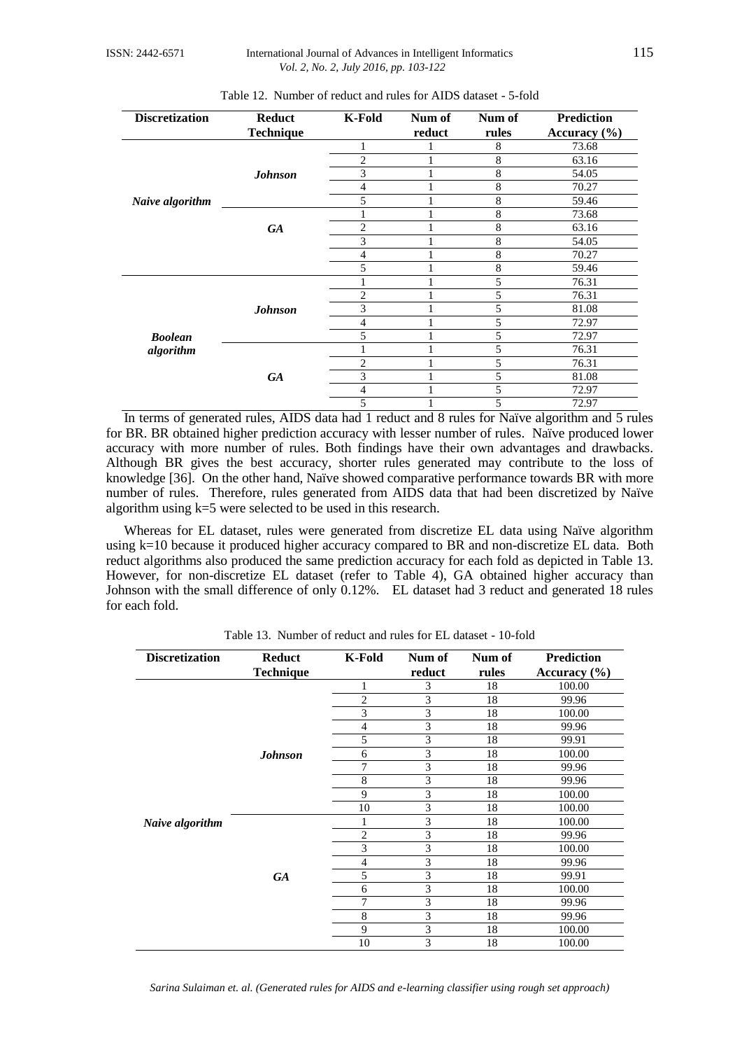Table 12. Number of reduct and rules for AIDS dataset - 5-fold

| Discretization | Reduct Technique | K-Fold | Num of reduct | Num of rules | Prediction Accuracy (%) |
|---|---|---|---|---|---|
| *Naive algorithm* | *Johnson* | 1 | 1 | 8 | 73.68 |
| | | 2 | 1 | 8 | 63.16 |
| | | 3 | 1 | 8 | 54.05 |
| | | 4 | 1 | 8 | 70.27 |
| | | 5 | 1 | 8 | 59.46 |
| | *GA* | 1 | 1 | 8 | 73.68 |
| | | 2 | 1 | 8 | 63.16 |
| | | 3 | 1 | 8 | 54.05 |
| | | 4 | 1 | 8 | 70.27 |
| | | 5 | 1 | 8 | 59.46 |
| *Boolean algorithm* | *Johnson* | 1 | 1 | 5 | 76.31 |
| | | 2 | 1 | 5 | 76.31 |
| | | 3 | 1 | 5 | 81.08 |
| | | 4 | 1 | 5 | 72.97 |
| | | 5 | 1 | 5 | 72.97 |
| | *GA* | 1 | 1 | 5 | 76.31 |
| | | 2 | 1 | 5 | 76.31 |
| | | 3 | 1 | 5 | 81.08 |
| | | 4 | 1 | 5 | 72.97 |
| | | 5 | 1 | 5 | 72.97 |

In terms of generated rules, AIDS data had 1 reduct and 8 rules for Naïve algorithm and 5 rules for BR. BR obtained higher prediction accuracy with lesser number of rules. Naïve produced lower accuracy with more number of rules. Both findings have their own advantages and drawbacks. Although BR gives the best accuracy, shorter rules generated may contribute to the loss of knowledge [36]. On the other hand, Naïve showed comparative performance towards BR with more number of rules. Therefore, rules generated from AIDS data that had been discretized by Naïve algorithm using k=5 were selected to be used in this research.

Whereas for EL dataset, rules were generated from discretize EL data using Naïve algorithm using k=10 because it produced higher accuracy compared to BR and non-discretize EL data. Both reduct algorithms also produced the same prediction accuracy for each fold as depicted in Table 13. However, for non-discretize EL dataset (refer to Table 4), GA obtained higher accuracy than Johnson with the small difference of only 0.12%. EL dataset had 3 reduct and generated 18 rules for each fold.

Table 13. Number of reduct and rules for EL dataset - 10-fold

| Discretization | Reduct Technique | K-Fold | Num of reduct | Num of rules | Prediction Accuracy (%) |
|---|---|---|---|---|---|
| *Naive algorithm* | *Johnson* | 1 | 3 | 18 | 100.00 |
| | | 2 | 3 | 18 | 99.96 |
| | | 3 | 3 | 18 | 100.00 |
| | | 4 | 3 | 18 | 99.96 |
| | | 5 | 3 | 18 | 99.91 |
| | | 6 | 3 | 18 | 100.00 |
| | | 7 | 3 | 18 | 99.96 |
| | | 8 | 3 | 18 | 99.96 |
| | | 9 | 3 | 18 | 100.00 |
| | | 10 | 3 | 18 | 100.00 |
| | *GA* | 1 | 3 | 18 | 100.00 |
| | | 2 | 3 | 18 | 99.96 |
| | | 3 | 3 | 18 | 100.00 |
| | | 4 | 3 | 18 | 99.96 |
| | | 5 | 3 | 18 | 99.91 |
| | | 6 | 3 | 18 | 100.00 |
| | | 7 | 3 | 18 | 99.96 |
| | | 8 | 3 | 18 | 99.96 |
| | | 9 | 3 | 18 | 100.00 |
| | | 10 | 3 | 18 | 100.00 |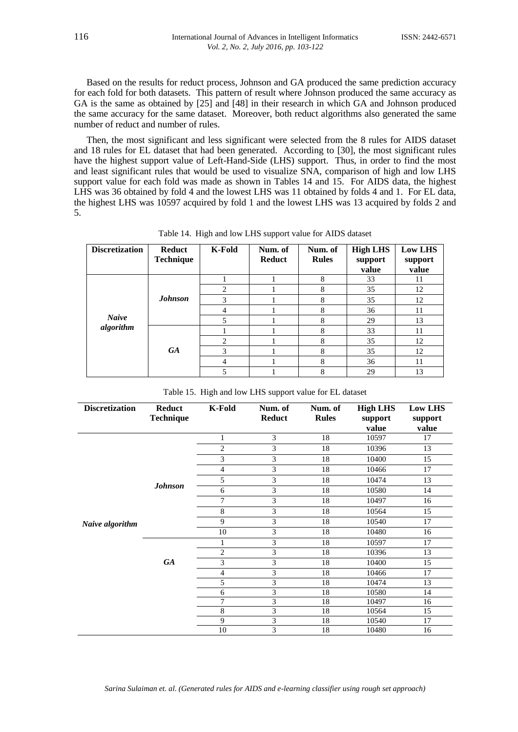Based on the results for reduct process, Johnson and GA produced the same prediction accuracy for each fold for both datasets. This pattern of result where Johnson produced the same accuracy as GA is the same as obtained by [25] and [48] in their research in which GA and Johnson produced the same accuracy for the same dataset. Moreover, both reduct algorithms also generated the same number of reduct and number of rules.

Then, the most significant and less significant were selected from the 8 rules for AIDS dataset and 18 rules for EL dataset that had been generated. According to [30], the most significant rules have the highest support value of Left-Hand-Side (LHS) support. Thus, in order to find the most and least significant rules that would be used to visualize SNA, comparison of high and low LHS support value for each fold was made as shown in Tables 14 and 15. For AIDS data, the highest LHS was 36 obtained by fold 4 and the lowest LHS was 11 obtained by folds 4 and 1. For EL data, the highest LHS was 10597 acquired by fold 1 and the lowest LHS was 13 acquired by folds 2 and 5.

Table 14. High and low LHS support value for AIDS dataset

| Discretization | Reduct Technique | K-Fold | Num. of Reduct | Num. of Rules | High LHS support value | Low LHS support value |
|---|---|---|---|---|---|---|
| *Naive algorithm* | *Johnson* | 1 | 1 | 8 | 33 | 11 |
| | | 2 | 1 | 8 | 35 | 12 |
| | | 3 | 1 | 8 | 35 | 12 |
| | | 4 | 1 | 8 | 36 | 11 |
| | | 5 | 1 | 8 | 29 | 13 |
| | *GA* | 1 | 1 | 8 | 33 | 11 |
| | | 2 | 1 | 8 | 35 | 12 |
| | | 3 | 1 | 8 | 35 | 12 |
| | | 4 | 1 | 8 | 36 | 11 |
| | | 5 | 1 | 8 | 29 | 13 |

Table 15. High and low LHS support value for EL dataset

| Discretization | Reduct Technique | K-Fold | Num. of Reduct | Num. of Rules | High LHS support value | Low LHS support value |
|---|---|---|---|---|---|---|
| *Naive algorithm* | *Johnson* | 1 | 3 | 18 | 10597 | 17 |
| | | 2 | 3 | 18 | 10396 | 13 |
| | | 3 | 3 | 18 | 10400 | 15 |
| | | 4 | 3 | 18 | 10466 | 17 |
| | | 5 | 3 | 18 | 10474 | 13 |
| | | 6 | 3 | 18 | 10580 | 14 |
| | | 7 | 3 | 18 | 10497 | 16 |
| | | 8 | 3 | 18 | 10564 | 15 |
| | | 9 | 3 | 18 | 10540 | 17 |
| | | 10 | 3 | 18 | 10480 | 16 |
| | *GA* | 1 | 3 | 18 | 10597 | 17 |
| | | 2 | 3 | 18 | 10396 | 13 |
| | | 3 | 3 | 18 | 10400 | 15 |
| | | 4 | 3 | 18 | 10466 | 17 |
| | | 5 | 3 | 18 | 10474 | 13 |
| | | 6 | 3 | 18 | 10580 | 14 |
| | | 7 | 3 | 18 | 10497 | 16 |
| | | 8 | 3 | 18 | 10564 | 15 |
| | | 9 | 3 | 18 | 10540 | 17 |
| | | 10 | 3 | 18 | 10480 | 16 |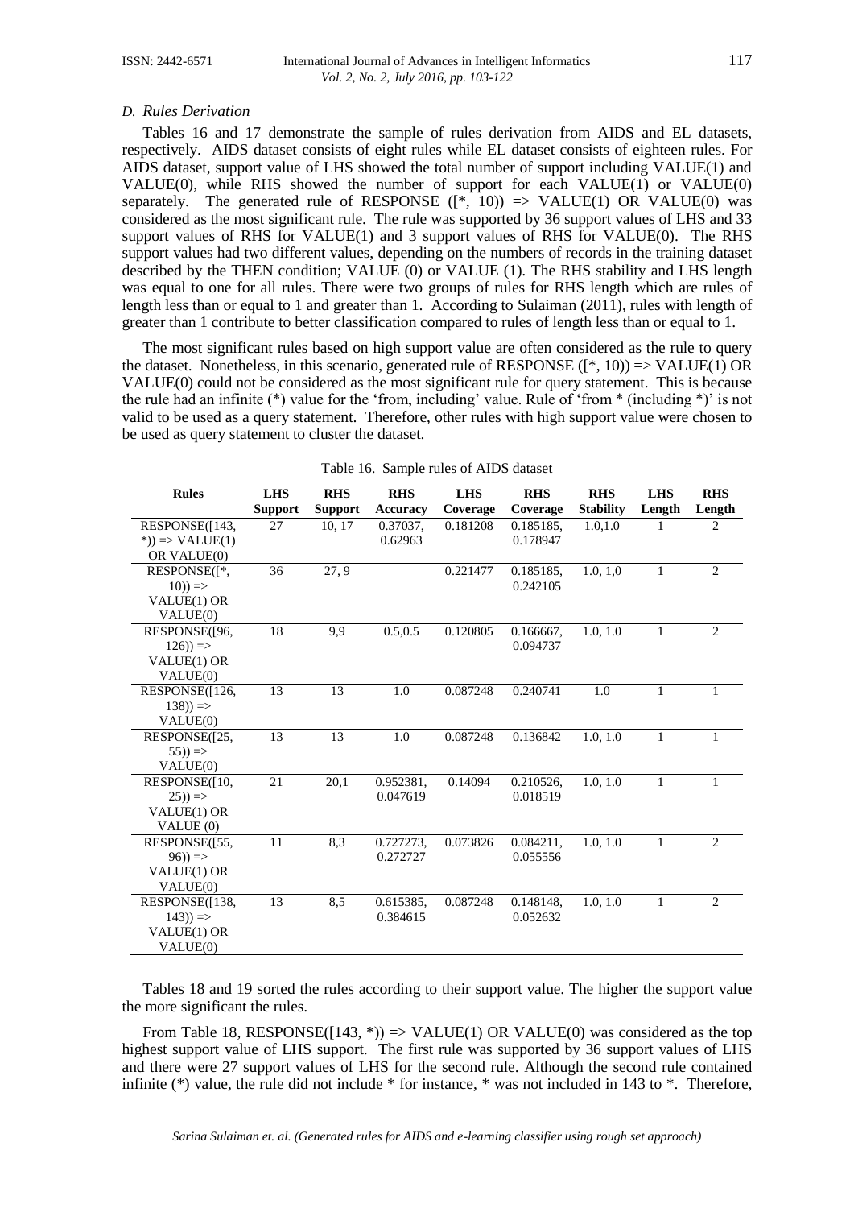### D. Rules Derivation

Tables 16 and 17 demonstrate the sample of rules derivation from AIDS and EL datasets, respectively. AIDS dataset consists of eight rules while EL dataset consists of eighteen rules. For AIDS dataset, support value of LHS showed the total number of support including VALUE(1) and VALUE(0), while RHS showed the number of support for each VALUE(1) or VALUE(0) separately. The generated rule of RESPONSE ([*, 10)) => VALUE(1) OR VALUE(0) was considered as the most significant rule. The rule was supported by 36 support values of LHS and 33 support values of RHS for VALUE(1) and 3 support values of RHS for VALUE(0). The RHS support values had two different values, depending on the numbers of records in the training dataset described by the THEN condition; VALUE (0) or VALUE (1). The RHS stability and LHS length was equal to one for all rules. There were two groups of rules for RHS length which are rules of length less than or equal to 1 and greater than 1. According to Sulaiman (2011), rules with length of greater than 1 contribute to better classification compared to rules of length less than or equal to 1.

The most significant rules based on high support value are often considered as the rule to query the dataset. Nonetheless, in this scenario, generated rule of RESPONSE ([*, 10)) => VALUE(1) OR VALUE(0) could not be considered as the most significant rule for query statement. This is because the rule had an infinite (*) value for the 'from, including' value. Rule of 'from * (including *)' is not valid to be used as a query statement. Therefore, other rules with high support value were chosen to be used as query statement to cluster the dataset.

Table 16. Sample rules of AIDS dataset

| Rules | LHS Support | RHS Support | RHS Accuracy | LHS Coverage | RHS Coverage | RHS Stability | LHS Length | RHS Length |
|---|---|---|---|---|---|---|---|---|
| RESPONSE([143, *)) => VALUE(1) OR VALUE(0) | 27 | 10, 17 | 0.37037, 0.62963 | 0.181208 | 0.185185, 0.178947 | 1.0,1.0 | 1 | 2 |
| RESPONSE([*, 10)) => VALUE(1) OR VALUE(0) | 36 | 27, 9 | | 0.221477 | 0.185185, 0.242105 | 1.0, 1,0 | 1 | 2 |
| RESPONSE([96, 126)) => VALUE(1) OR VALUE(0) | 18 | 9,9 | 0.5,0.5 | 0.120805 | 0.166667, 0.094737 | 1.0, 1.0 | 1 | 2 |
| RESPONSE([126, 138)) => VALUE(0) | 13 | 13 | 1.0 | 0.087248 | 0.240741 | 1.0 | 1 | 1 |
| RESPONSE([25, 55)) => VALUE(0) | 13 | 13 | 1.0 | 0.087248 | 0.136842 | 1.0, 1.0 | 1 | 1 |
| RESPONSE([10, 25)) => VALUE(1) OR VALUE (0) | 21 | 20,1 | 0.952381, 0.047619 | 0.14094 | 0.210526, 0.018519 | 1.0, 1.0 | 1 | 1 |
| RESPONSE([55, 96)) => VALUE(1) OR VALUE(0) | 11 | 8,3 | 0.727273, 0.272727 | 0.073826 | 0.084211, 0.055556 | 1.0, 1.0 | 1 | 2 |
| RESPONSE([138, 143)) => VALUE(1) OR VALUE(0) | 13 | 8,5 | 0.615385, 0.384615 | 0.087248 | 0.148148, 0.052632 | 1.0, 1.0 | 1 | 2 |

Tables 18 and 19 sorted the rules according to their support value. The higher the support value the more significant the rules.

From Table 18, RESPONSE([143, *)) => VALUE(1) OR VALUE(0) was considered as the top highest support value of LHS support. The first rule was supported by 36 support values of LHS and there were 27 support values of LHS for the second rule. Although the second rule contained infinite (*) value, the rule did not include * for instance, * was not included in 143 to *. Therefore,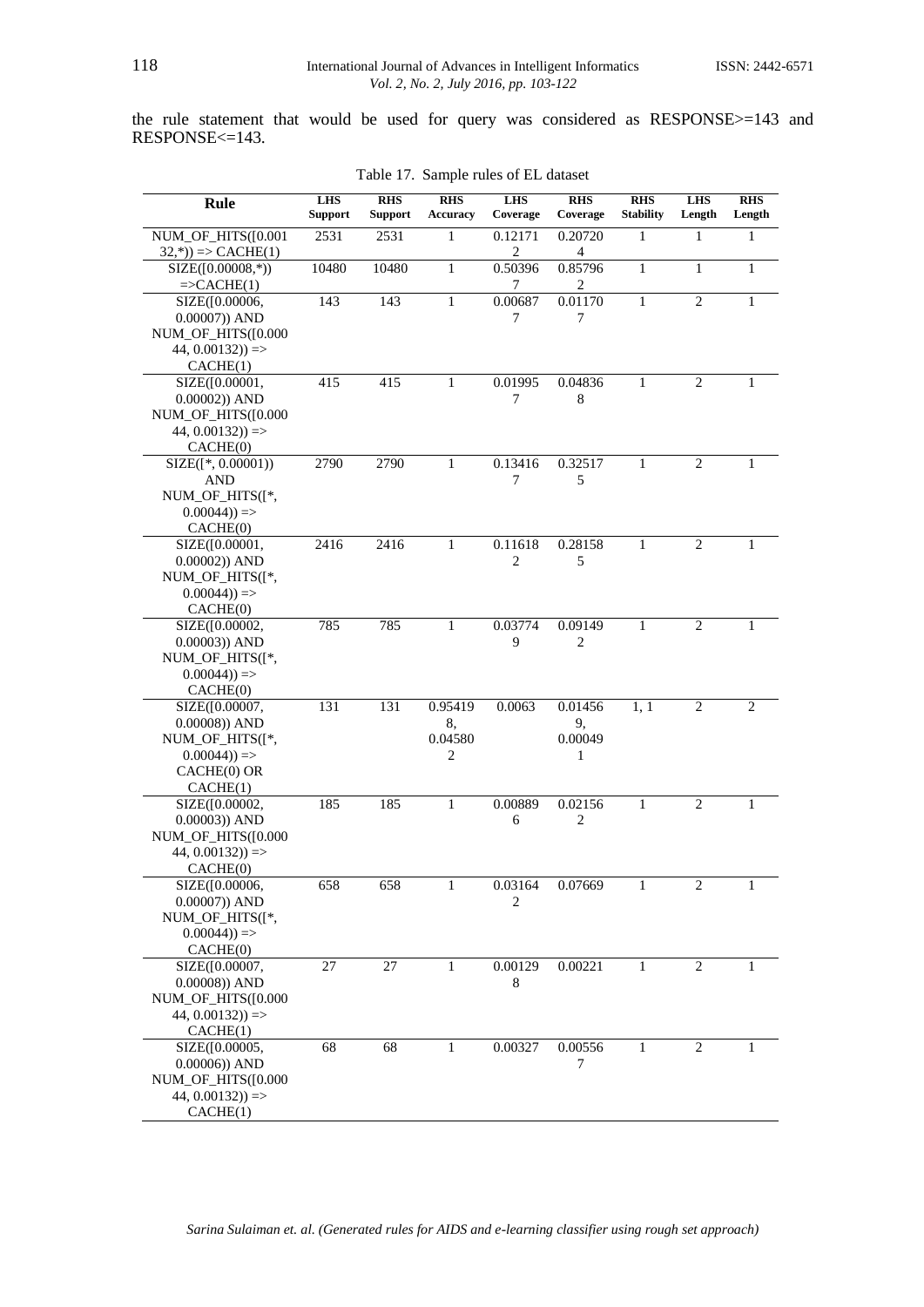the rule statement that would be used for query was considered as RESPONSE>=143 and RESPONSE<=143.

Table 17. Sample rules of EL dataset

| Rule | LHS Support | RHS Support | RHS Accuracy | LHS Coverage | RHS Coverage | RHS Stability | LHS Length | RHS Length |
|---|---|---|---|---|---|---|---|---|
| NUM_OF_HITS([0.00132,*)) => CACHE(1) | 2531 | 2531 | 1 | 0.121712 | 0.207204 | 1 | 1 | 1 |
| SIZE([0.00008,*)) =>CACHE(1) | 10480 | 10480 | 1 | 0.503967 | 0.857962 | 1 | 1 | 1 |
| SIZE([0.00006, 0.00007)) AND NUM_OF_HITS([0.00044, 0.00132)) => CACHE(1) | 143 | 143 | 1 | 0.006877 | 0.011707 | 1 | 2 | 1 |
| SIZE([0.00001, 0.00002)) AND NUM_OF_HITS([0.00044, 0.00132)) => CACHE(0) | 415 | 415 | 1 | 0.019957 | 0.048368 | 1 | 2 | 1 |
| SIZE([*, 0.00001)) AND NUM_OF_HITS([*, 0.00044)) => CACHE(0) | 2790 | 2790 | 1 | 0.134167 | 0.325175 | 1 | 2 | 1 |
| SIZE([0.00001, 0.00002)) AND NUM_OF_HITS([*, 0.00044)) => CACHE(0) | 2416 | 2416 | 1 | 0.116182 | 0.281585 | 1 | 2 | 1 |
| SIZE([0.00002, 0.00003)) AND NUM_OF_HITS([*, 0.00044)) => CACHE(0) | 785 | 785 | 1 | 0.037749 | 0.091492 | 1 | 2 | 1 |
| SIZE([0.00007, 0.00008)) AND NUM_OF_HITS([*, 0.00044)) => CACHE(0) OR CACHE(1) | 131 | 131 | 0.954198, 0.045802 | 0.0063 | 0.014569, 0.000491 | 1, 1 | 2 | 2 |
| SIZE([0.00002, 0.00003)) AND NUM_OF_HITS([0.00044, 0.00132)) => CACHE(0) | 185 | 185 | 1 | 0.008896 | 0.021562 | 1 | 2 | 1 |
| SIZE([0.00006, 0.00007)) AND NUM_OF_HITS([*, 0.00044)) => CACHE(0) | 658 | 658 | 1 | 0.031642 | 0.07669 | 1 | 2 | 1 |
| SIZE([0.00007, 0.00008)) AND NUM_OF_HITS([0.00044, 0.00132)) => CACHE(1) | 27 | 27 | 1 | 0.001298 | 0.00221 | 1 | 2 | 1 |
| SIZE([0.00005, 0.00006)) AND NUM_OF_HITS([0.00044, 0.00132)) => CACHE(1) | 68 | 68 | 1 | 0.00327 | 0.005567 | 1 | 2 | 1 |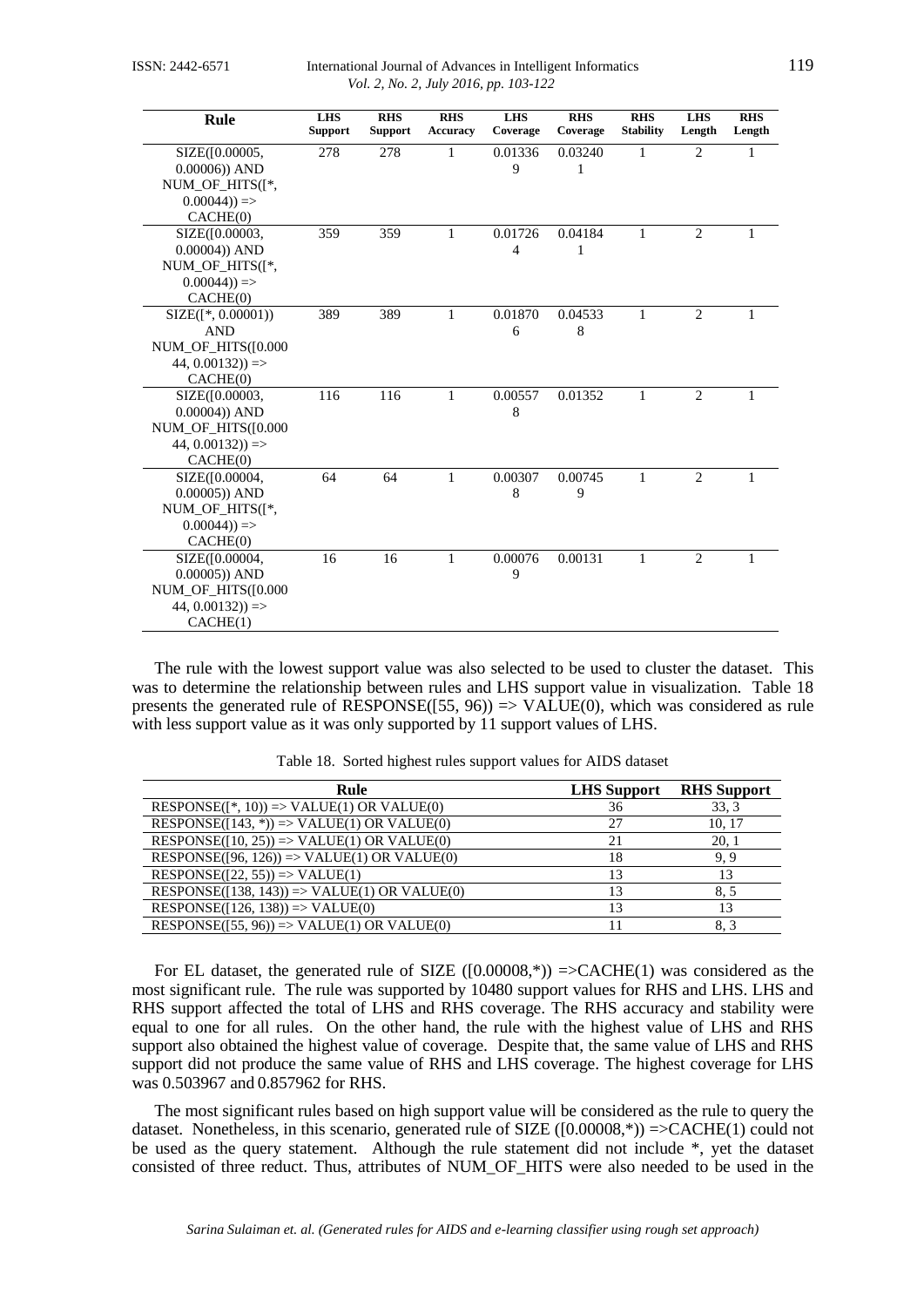| Rule | LHS Support | RHS Support | RHS Accuracy | LHS Coverage | RHS Coverage | RHS Stability | LHS Length | RHS Length |
|---|---|---|---|---|---|---|---|---|
| SIZE([0.00005, 0.00006)) AND NUM_OF_HITS([*, 0.00044)) => CACHE(0) | 278 | 278 | 1 | 0.013369 | 0.032401 | 1 | 2 | 1 |
| SIZE([0.00003, 0.00004)) AND NUM_OF_HITS([*, 0.00044)) => CACHE(0) | 359 | 359 | 1 | 0.017264 | 0.041841 | 1 | 2 | 1 |
| SIZE([*, 0.00001)) AND NUM_OF_HITS([0.00044, 0.00132)) => CACHE(0) | 389 | 389 | 1 | 0.018706 | 0.045338 | 1 | 2 | 1 |
| SIZE([0.00003, 0.00004)) AND NUM_OF_HITS([0.00044, 0.00132)) => CACHE(0) | 116 | 116 | 1 | 0.005578 | 0.01352 | 1 | 2 | 1 |
| SIZE([0.00004, 0.00005)) AND NUM_OF_HITS([*, 0.00044)) => CACHE(0) | 64 | 64 | 1 | 0.003078 | 0.007459 | 1 | 2 | 1 |
| SIZE([0.00004, 0.00005)) AND NUM_OF_HITS([0.00044, 0.00132)) => CACHE(1) | 16 | 16 | 1 | 0.000769 | 0.00131 | 1 | 2 | 1 |

The rule with the lowest support value was also selected to be used to cluster the dataset. This was to determine the relationship between rules and LHS support value in visualization. Table 18 presents the generated rule of RESPONSE([55, 96)) => VALUE(0), which was considered as rule with less support value as it was only supported by 11 support values of LHS.

Table 18. Sorted highest rules support values for AIDS dataset

| Rule | LHS Support | RHS Support |
|---|---|---|
| RESPONSE([*, 10)) => VALUE(1) OR VALUE(0) | 36 | 33, 3 |
| RESPONSE([143, *)) => VALUE(1) OR VALUE(0) | 27 | 10, 17 |
| RESPONSE([10, 25)) => VALUE(1) OR VALUE(0) | 21 | 20, 1 |
| RESPONSE([96, 126)) => VALUE(1) OR VALUE(0) | 18 | 9, 9 |
| RESPONSE([22, 55)) => VALUE(1) | 13 | 13 |
| RESPONSE([138, 143)) => VALUE(1) OR VALUE(0) | 13 | 8, 5 |
| RESPONSE([126, 138)) => VALUE(0) | 13 | 13 |
| RESPONSE([55, 96)) => VALUE(1) OR VALUE(0) | 11 | 8, 3 |

For EL dataset, the generated rule of SIZE ([0.00008,*)) =>CACHE(1) was considered as the most significant rule. The rule was supported by 10480 support values for RHS and LHS. LHS and RHS support affected the total of LHS and RHS coverage. The RHS accuracy and stability were equal to one for all rules. On the other hand, the rule with the highest value of LHS and RHS support also obtained the highest value of coverage. Despite that, the same value of LHS and RHS support did not produce the same value of RHS and LHS coverage. The highest coverage for LHS was 0.503967 and 0.857962 for RHS.

The most significant rules based on high support value will be considered as the rule to query the dataset. Nonetheless, in this scenario, generated rule of SIZE ([0.00008,*)) =>CACHE(1) could not be used as the query statement. Although the rule statement did not include *, yet the dataset consisted of three reduct. Thus, attributes of NUM_OF_HITS were also needed to be used in the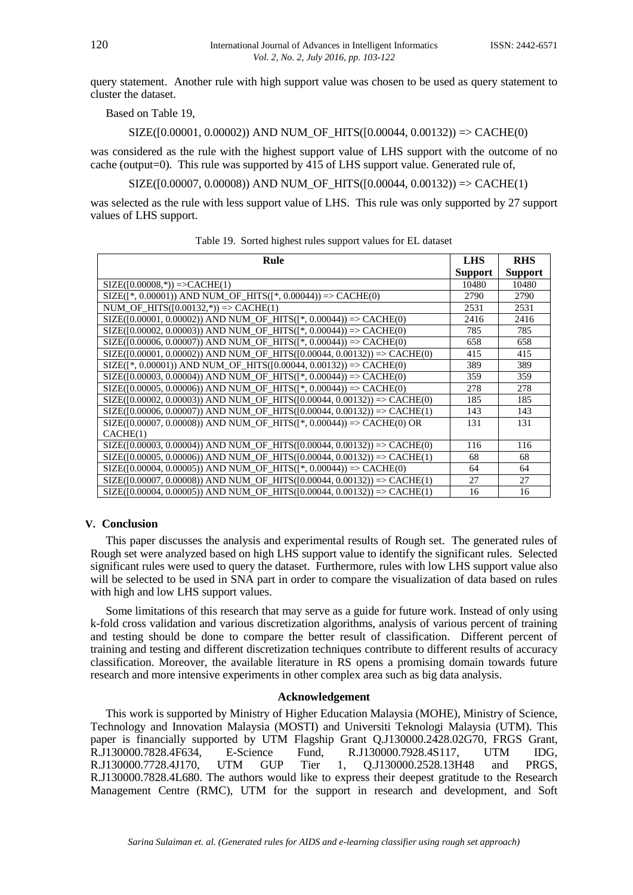query statement. Another rule with high support value was chosen to be used as query statement to cluster the dataset.

Based on Table 19,

SIZE([0.00001, 0.00002)) AND NUM_OF_HITS([0.00044, 0.00132)) => CACHE(0)

was considered as the rule with the highest support value of LHS support with the outcome of no cache (output=0). This rule was supported by 415 of LHS support value. Generated rule of,

SIZE([0.00007, 0.00008)) AND NUM_OF_HITS([0.00044, 0.00132)) => CACHE(1)

was selected as the rule with less support value of LHS. This rule was only supported by 27 support values of LHS support.

Table 19. Sorted highest rules support values for EL dataset

| Rule | LHS Support | RHS Support |
|---|---|---|
| SIZE([0.00008,*)) =>CACHE(1) | 10480 | 10480 |
| SIZE([*, 0.00001)) AND NUM_OF_HITS([*, 0.00044)) => CACHE(0) | 2790 | 2790 |
| NUM_OF_HITS([0.00132,*)) => CACHE(1) | 2531 | 2531 |
| SIZE([0.00001, 0.00002)) AND NUM_OF_HITS([*, 0.00044)) => CACHE(0) | 2416 | 2416 |
| SIZE([0.00002, 0.00003)) AND NUM_OF_HITS([*, 0.00044)) => CACHE(0) | 785 | 785 |
| SIZE([0.00006, 0.00007)) AND NUM_OF_HITS([*, 0.00044)) => CACHE(0) | 658 | 658 |
| SIZE([0.00001, 0.00002)) AND NUM_OF_HITS([0.00044, 0.00132)) => CACHE(0) | 415 | 415 |
| SIZE([*, 0.00001)) AND NUM_OF_HITS([0.00044, 0.00132)) => CACHE(0) | 389 | 389 |
| SIZE([0.00003, 0.00004)) AND NUM_OF_HITS([*, 0.00044)) => CACHE(0) | 359 | 359 |
| SIZE([0.00005, 0.00006)) AND NUM_OF_HITS([*, 0.00044)) => CACHE(0) | 278 | 278 |
| SIZE([0.00002, 0.00003)) AND NUM_OF_HITS([0.00044, 0.00132)) => CACHE(0) | 185 | 185 |
| SIZE([0.00006, 0.00007)) AND NUM_OF_HITS([0.00044, 0.00132)) => CACHE(1) | 143 | 143 |
| SIZE([0.00007, 0.00008)) AND NUM_OF_HITS([*, 0.00044)) => CACHE(0) OR CACHE(1) | 131 | 131 |
| SIZE([0.00003, 0.00004)) AND NUM_OF_HITS([0.00044, 0.00132)) => CACHE(0) | 116 | 116 |
| SIZE([0.00005, 0.00006)) AND NUM_OF_HITS([0.00044, 0.00132)) => CACHE(1) | 68 | 68 |
| SIZE([0.00004, 0.00005)) AND NUM_OF_HITS([*, 0.00044)) => CACHE(0) | 64 | 64 |
| SIZE([0.00007, 0.00008)) AND NUM_OF_HITS([0.00044, 0.00132)) => CACHE(1) | 27 | 27 |
| SIZE([0.00004, 0.00005)) AND NUM_OF_HITS([0.00044, 0.00132)) => CACHE(1) | 16 | 16 |

## V. Conclusion

This paper discusses the analysis and experimental results of Rough set. The generated rules of Rough set were analyzed based on high LHS support value to identify the significant rules. Selected significant rules were used to query the dataset. Furthermore, rules with low LHS support value also will be selected to be used in SNA part in order to compare the visualization of data based on rules with high and low LHS support values.

Some limitations of this research that may serve as a guide for future work. Instead of only using k-fold cross validation and various discretization algorithms, analysis of various percent of training and testing should be done to compare the better result of classification. Different percent of training and testing and different discretization techniques contribute to different results of accuracy classification. Moreover, the available literature in RS opens a promising domain towards future research and more intensive experiments in other complex area such as big data analysis.

### Acknowledgement

This work is supported by Ministry of Higher Education Malaysia (MOHE), Ministry of Science, Technology and Innovation Malaysia (MOSTI) and Universiti Teknologi Malaysia (UTM). This paper is financially supported by UTM Flagship Grant Q.J130000.2428.02G70, FRGS Grant, R.J130000.7828.4F634, E-Science Fund, R.J130000.7928.4S117, UTM IDG, R.J130000.7728.4J170, UTM GUP Tier 1, Q.J130000.2528.13H48 and PRGS, R.J130000.7828.4L680. The authors would like to express their deepest gratitude to the Research Management Centre (RMC), UTM for the support in research and development, and Soft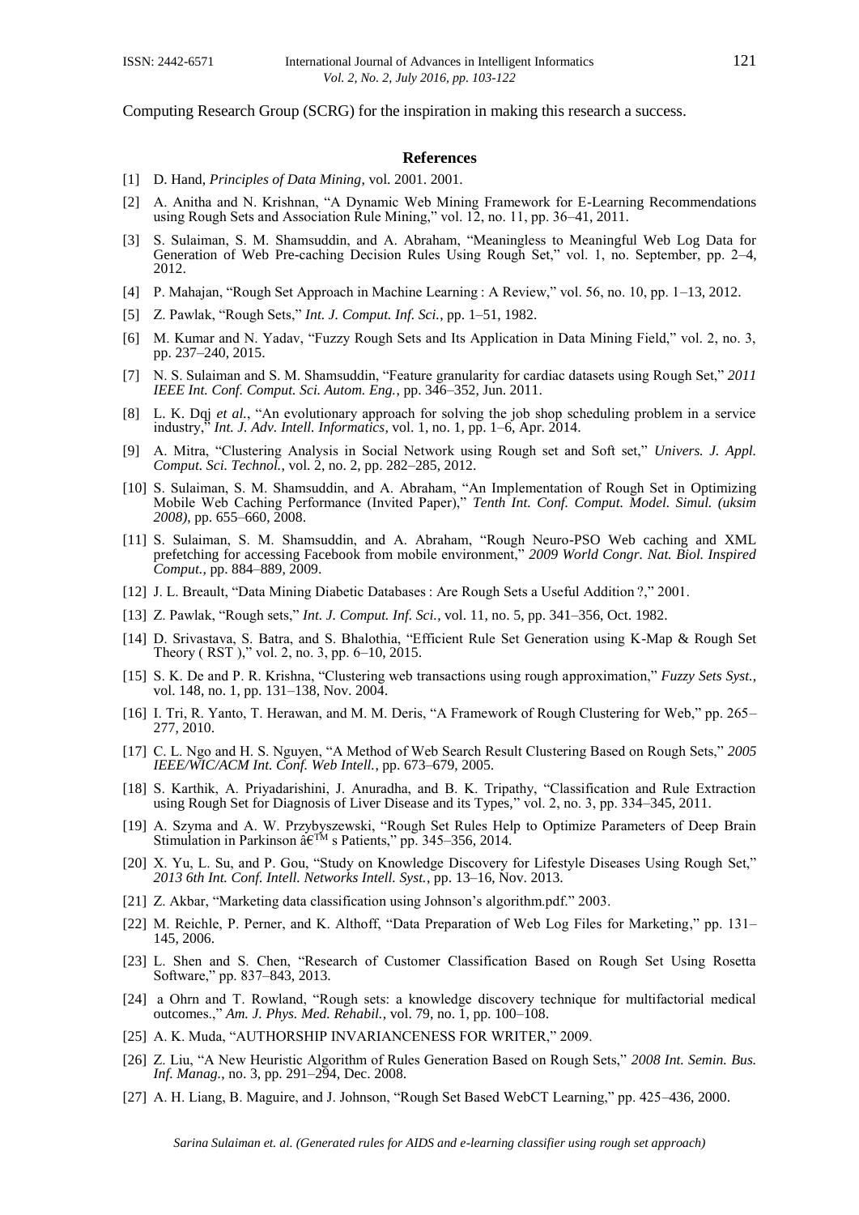Computing Research Group (SCRG) for the inspiration in making this research a success.

## References

[1] D. Hand, *Principles of Data Mining*, vol. 2001. 2001.

[2] A. Anitha and N. Krishnan, "A Dynamic Web Mining Framework for E-Learning Recommendations using Rough Sets and Association Rule Mining," vol. 12, no. 11, pp. 36–41, 2011.

[3] S. Sulaiman, S. M. Shamsuddin, and A. Abraham, "Meaningless to Meaningful Web Log Data for Generation of Web Pre-caching Decision Rules Using Rough Set," vol. 1, no. September, pp. 2–4, 2012.

[4] P. Mahajan, "Rough Set Approach in Machine Learning : A Review," vol. 56, no. 10, pp. 1–13, 2012.

[5] Z. Pawlak, "Rough Sets," *Int. J. Comput. Inf. Sci.*, pp. 1–51, 1982.

[6] M. Kumar and N. Yadav, "Fuzzy Rough Sets and Its Application in Data Mining Field," vol. 2, no. 3, pp. 237–240, 2015.

[7] N. S. Sulaiman and S. M. Shamsuddin, "Feature granularity for cardiac datasets using Rough Set," *2011 IEEE Int. Conf. Comput. Sci. Autom. Eng.*, pp. 346–352, Jun. 2011.

[8] L. K. Dqj *et al.*, "An evolutionary approach for solving the job shop scheduling problem in a service industry," *Int. J. Adv. Intell. Informatics*, vol. 1, no. 1, pp. 1–6, Apr. 2014.

[9] A. Mitra, "Clustering Analysis in Social Network using Rough set and Soft set," *Univers. J. Appl. Comput. Sci. Technol.*, vol. 2, no. 2, pp. 282–285, 2012.

[10] S. Sulaiman, S. M. Shamsuddin, and A. Abraham, "An Implementation of Rough Set in Optimizing Mobile Web Caching Performance (Invited Paper)," *Tenth Int. Conf. Comput. Model. Simul. (uksim 2008)*, pp. 655–660, 2008.

[11] S. Sulaiman, S. M. Shamsuddin, and A. Abraham, "Rough Neuro-PSO Web caching and XML prefetching for accessing Facebook from mobile environment," *2009 World Congr. Nat. Biol. Inspired Comput.*, pp. 884–889, 2009.

[12] J. L. Breault, "Data Mining Diabetic Databases : Are Rough Sets a Useful Addition ?," 2001.

[13] Z. Pawlak, "Rough sets," *Int. J. Comput. Inf. Sci.*, vol. 11, no. 5, pp. 341–356, Oct. 1982.

[14] D. Srivastava, S. Batra, and S. Bhalothia, "Efficient Rule Set Generation using K-Map & Rough Set Theory ( RST )," vol. 2, no. 3, pp. 6–10, 2015.

[15] S. K. De and P. R. Krishna, "Clustering web transactions using rough approximation," *Fuzzy Sets Syst.*, vol. 148, no. 1, pp. 131–138, Nov. 2004.

[16] I. Tri, R. Yanto, T. Herawan, and M. M. Deris, "A Framework of Rough Clustering for Web," pp. 265–277, 2010.

[17] C. L. Ngo and H. S. Nguyen, "A Method of Web Search Result Clustering Based on Rough Sets," *2005 IEEE/WIC/ACM Int. Conf. Web Intell.*, pp. 673–679, 2005.

[18] S. Karthik, A. Priyadarishini, J. Anuradha, and B. K. Tripathy, "Classification and Rule Extraction using Rough Set for Diagnosis of Liver Disease and its Types," vol. 2, no. 3, pp. 334–345, 2011.

[19] A. Szyma and A. W. Przybyszewski, "Rough Set Rules Help to Optimize Parameters of Deep Brain Stimulation in Parkinson â€™ s Patients," pp. 345–356, 2014.

[20] X. Yu, L. Su, and P. Gou, "Study on Knowledge Discovery for Lifestyle Diseases Using Rough Set," *2013 6th Int. Conf. Intell. Networks Intell. Syst.*, pp. 13–16, Nov. 2013.

[21] Z. Akbar, "Marketing data classification using Johnson's algorithm.pdf." 2003.

[22] M. Reichle, P. Perner, and K. Althoff, "Data Preparation of Web Log Files for Marketing," pp. 131–145, 2006.

[23] L. Shen and S. Chen, "Research of Customer Classification Based on Rough Set Using Rosetta Software," pp. 837–843, 2013.

[24] a Ohrn and T. Rowland, "Rough sets: a knowledge discovery technique for multifactorial medical outcomes.," *Am. J. Phys. Med. Rehabil.*, vol. 79, no. 1, pp. 100–108.

[25] A. K. Muda, "AUTHORSHIP INVARIANCENESS FOR WRITER," 2009.

[26] Z. Liu, "A New Heuristic Algorithm of Rules Generation Based on Rough Sets," *2008 Int. Semin. Bus. Inf. Manag.*, no. 3, pp. 291–294, Dec. 2008.

[27] A. H. Liang, B. Maguire, and J. Johnson, "Rough Set Based WebCT Learning," pp. 425–436, 2000.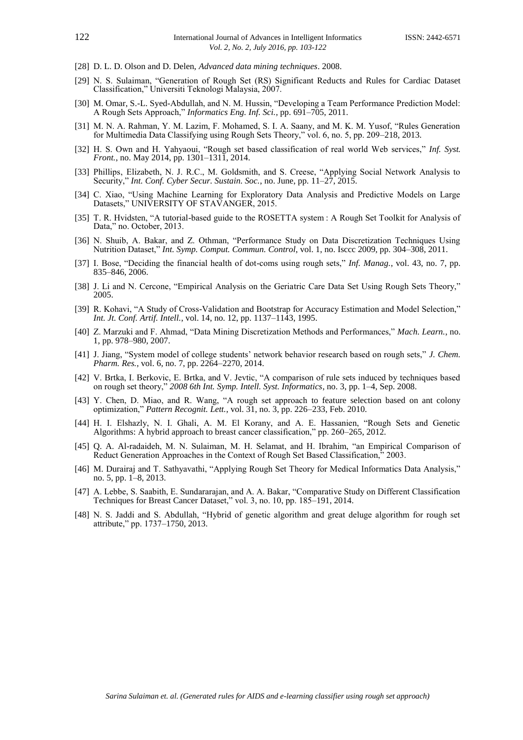[28] D. L. D. Olson and D. Delen, *Advanced data mining techniques*. 2008.

[29] N. S. Sulaiman, "Generation of Rough Set (RS) Significant Reducts and Rules for Cardiac Dataset Classification," Universiti Teknologi Malaysia, 2007.

[30] M. Omar, S.-L. Syed-Abdullah, and N. M. Hussin, "Developing a Team Performance Prediction Model: A Rough Sets Approach," *Informatics Eng. Inf. Sci.*, pp. 691–705, 2011.

[31] M. N. A. Rahman, Y. M. Lazim, F. Mohamed, S. I. A. Saany, and M. K. M. Yusof, "Rules Generation for Multimedia Data Classifying using Rough Sets Theory," vol. 6, no. 5, pp. 209–218, 2013.

[32] H. S. Own and H. Yahyaoui, "Rough set based classification of real world Web services," *Inf. Syst. Front.*, no. May 2014, pp. 1301–1311, 2014.

[33] Phillips, Elizabeth, N. J. R.C., M. Goldsmith, and S. Creese, "Applying Social Network Analysis to Security," *Int. Conf. Cyber Secur. Sustain. Soc.*, no. June, pp. 11–27, 2015.

[34] C. Xiao, "Using Machine Learning for Exploratory Data Analysis and Predictive Models on Large Datasets," UNIVERSITY OF STAVANGER, 2015.

[35] T. R. Hvidsten, "A tutorial-based guide to the ROSETTA system : A Rough Set Toolkit for Analysis of Data," no. October, 2013.

[36] N. Shuib, A. Bakar, and Z. Othman, "Performance Study on Data Discretization Techniques Using Nutrition Dataset," *Int. Symp. Comput. Commun. Control*, vol. 1, no. Isccc 2009, pp. 304–308, 2011.

[37] I. Bose, "Deciding the financial health of dot-coms using rough sets," *Inf. Manag.*, vol. 43, no. 7, pp. 835–846, 2006.

[38] J. Li and N. Cercone, "Empirical Analysis on the Geriatric Care Data Set Using Rough Sets Theory," 2005.

[39] R. Kohavi, "A Study of Cross-Validation and Bootstrap for Accuracy Estimation and Model Selection," *Int. Jt. Conf. Artif. Intell.*, vol. 14, no. 12, pp. 1137–1143, 1995.

[40] Z. Marzuki and F. Ahmad, "Data Mining Discretization Methods and Performances," *Mach. Learn.*, no. 1, pp. 978–980, 2007.

[41] J. Jiang, "System model of college students' network behavior research based on rough sets," *J. Chem. Pharm. Res.*, vol. 6, no. 7, pp. 2264–2270, 2014.

[42] V. Brtka, I. Berkovic, E. Brtka, and V. Jevtic, "A comparison of rule sets induced by techniques based on rough set theory," *2008 6th Int. Symp. Intell. Syst. Informatics*, no. 3, pp. 1–4, Sep. 2008.

[43] Y. Chen, D. Miao, and R. Wang, "A rough set approach to feature selection based on ant colony optimization," *Pattern Recognit. Lett.*, vol. 31, no. 3, pp. 226–233, Feb. 2010.

[44] H. I. Elshazly, N. I. Ghali, A. M. El Korany, and A. E. Hassanien, "Rough Sets and Genetic Algorithms: A hybrid approach to breast cancer classification," pp. 260–265, 2012.

[45] Q. A. Al-radaideh, M. N. Sulaiman, M. H. Selamat, and H. Ibrahim, "an Empirical Comparison of Reduct Generation Approaches in the Context of Rough Set Based Classification," 2003.

[46] M. Durairaj and T. Sathyavathi, "Applying Rough Set Theory for Medical Informatics Data Analysis," no. 5, pp. 1–8, 2013.

[47] A. Lebbe, S. Saabith, E. Sundararajan, and A. A. Bakar, "Comparative Study on Different Classification Techniques for Breast Cancer Dataset," vol. 3, no. 10, pp. 185–191, 2014.

[48] N. S. Jaddi and S. Abdullah, "Hybrid of genetic algorithm and great deluge algorithm for rough set attribute," pp. 1737–1750, 2013.